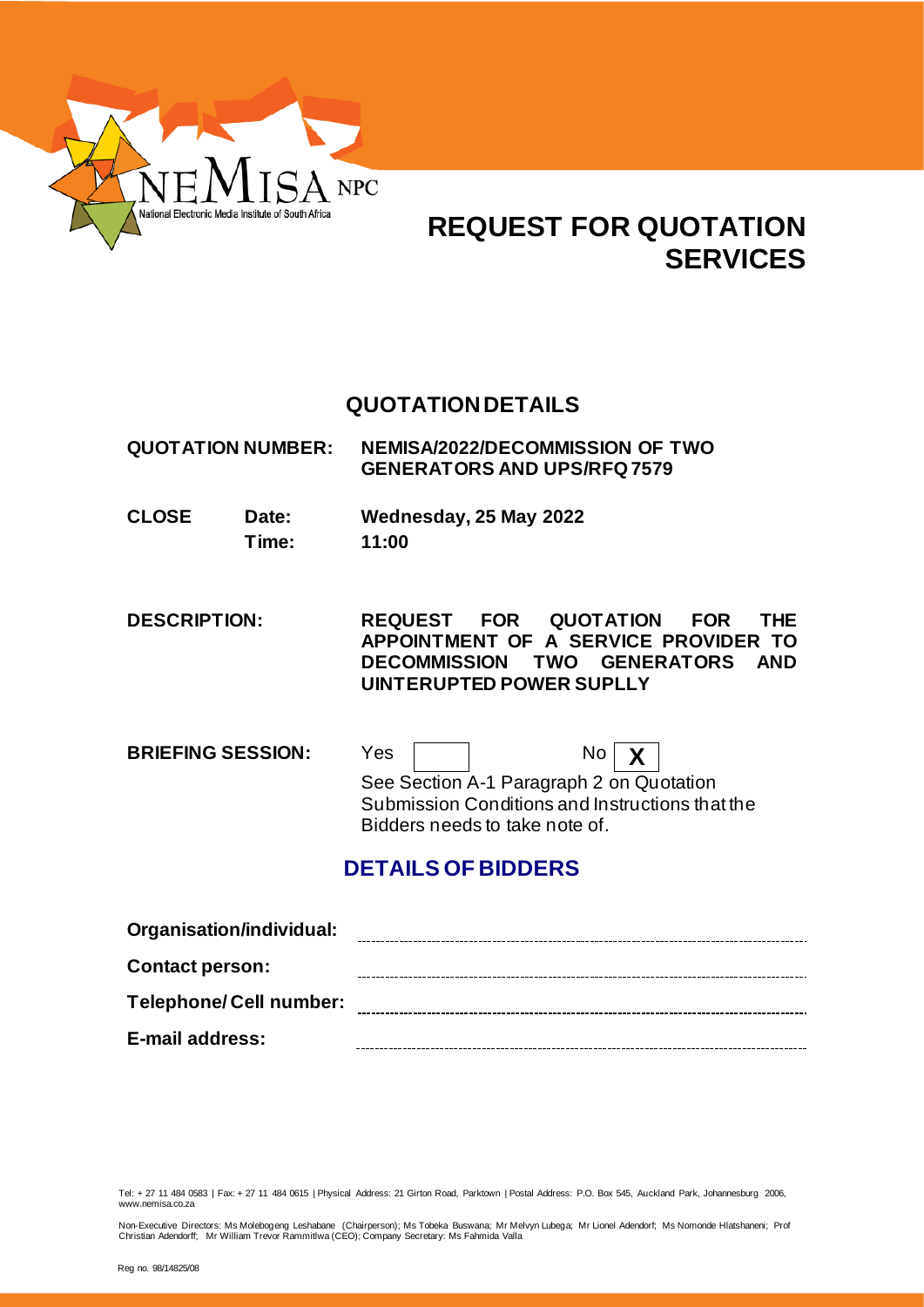NEMISA NPC
National Electronic Media Institute of South Africa

# REQUEST FOR QUOTATION SERVICES

## QUOTATION DETAILS

| | | |
|---|---|---|
| **QUOTATION NUMBER:** | | **NEMISA/2022/DECOMMISSION OF TWO GENERATORS AND UPS/RFQ 7579** |
| **CLOSE** | **Date:** | **Wednesday, 25 May 2022** |
| | **Time:** | **11:00** |
| **DESCRIPTION:** | | **REQUEST FOR QUOTATION FOR THE APPOINTMENT OF A SERVICE PROVIDER TO DECOMMISSION TWO GENERATORS AND UINTERUPTED POWER SUPLLY** |
| **BRIEFING SESSION:** | | Yes [ ] No [X] |

See Section A-1 Paragraph 2 on Quotation Submission Conditions and Instructions that the Bidders needs to take note of.

## DETAILS OF BIDDERS

**Organisation/individual:** ______________________________

**Contact person:** ______________________________

**Telephone/ Cell number:** ______________________________

**E-mail address:** ______________________________

Tel: + 27 11 484 0583 | Fax: + 27 11 484 0615 | Physical Address: 21 Girton Road, Parktown | Postal Address: P.O. Box 545, Auckland Park, Johannesburg 2006, www.nemisa.co.za

Non-Executive Directors: Ms Molebogeng Leshabane (Chairperson); Ms Tobeka Buswana; Mr Melvyn Lubega; Mr Lionel Adendorf; Ms Nomonde Hlatshaneni; Prof Christian Adendorff; Mr William Trevor Rammitlwa (CEO); Company Secretary: Ms Fahmida Valla

Reg no. 98/14825/08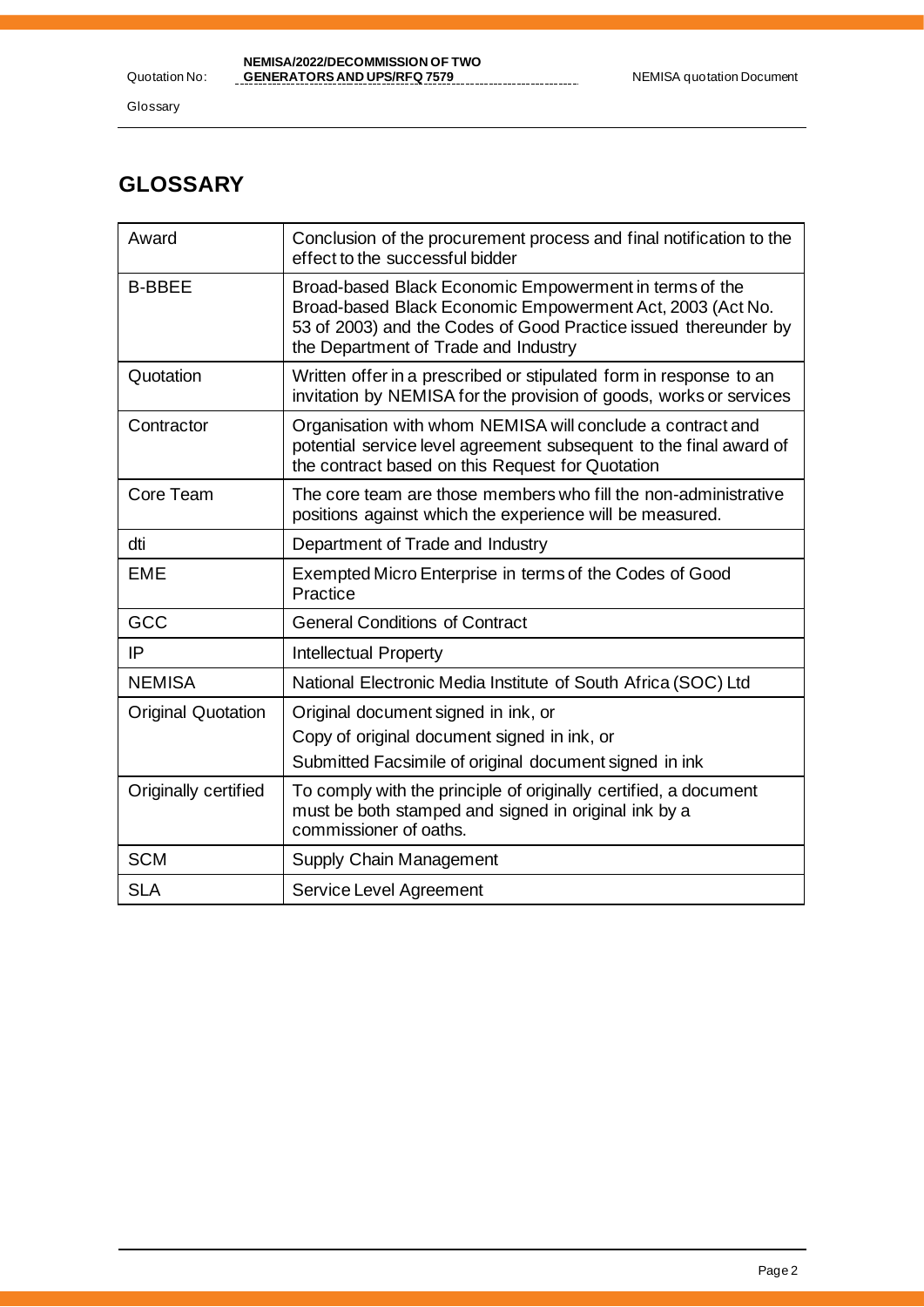# GLOSSARY

| Term | Definition |
|---|---|
| Award | Conclusion of the procurement process and final notification to the effect to the successful bidder |
| B-BBEE | Broad-based Black Economic Empowerment in terms of the Broad-based Black Economic Empowerment Act, 2003 (Act No. 53 of 2003) and the Codes of Good Practice issued thereunder by the Department of Trade and Industry |
| Quotation | Written offer in a prescribed or stipulated form in response to an invitation by NEMISA for the provision of goods, works or services |
| Contractor | Organisation with whom NEMISA will conclude a contract and potential service level agreement subsequent to the final award of the contract based on this Request for Quotation |
| Core Team | The core team are those members who fill the non-administrative positions against which the experience will be measured. |
| dti | Department of Trade and Industry |
| EME | Exempted Micro Enterprise in terms of the Codes of Good Practice |
| GCC | General Conditions of Contract |
| IP | Intellectual Property |
| NEMISA | National Electronic Media Institute of South Africa (SOC) Ltd |
| Original Quotation | Original document signed in ink, or<br>Copy of original document signed in ink, or<br>Submitted Facsimile of original document signed in ink |
| Originally certified | To comply with the principle of originally certified, a document must be both stamped and signed in original ink by a commissioner of oaths. |
| SCM | Supply Chain Management |
| SLA | Service Level Agreement |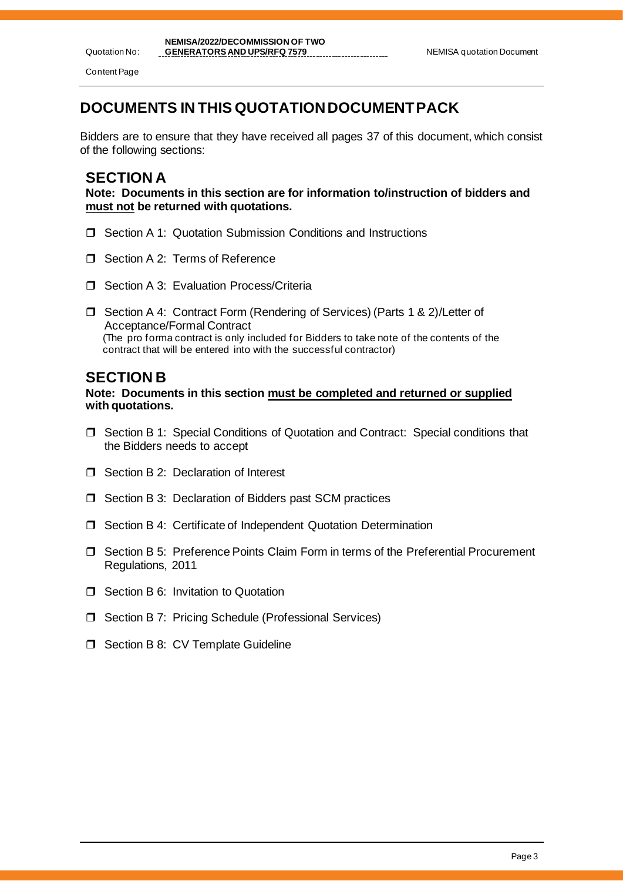# DOCUMENTS IN THIS QUOTATION DOCUMENT PACK

Bidders are to ensure that they have received all pages 37 of this document, which consist of the following sections:

## SECTION A

**Note: Documents in this section are for information to/instruction of bidders and <u>must not</u> be returned with quotations.**

- ☐ Section A 1: Quotation Submission Conditions and Instructions
- ☐ Section A 2: Terms of Reference
- ☐ Section A 3: Evaluation Process/Criteria
- ☐ Section A 4: Contract Form (Rendering of Services) (Parts 1 & 2)/Letter of Acceptance/Formal Contract
  (The pro forma contract is only included for Bidders to take note of the contents of the contract that will be entered into with the successful contractor)

## SECTION B

**Note: Documents in this section <u>must be completed and returned or supplied</u> with quotations.**

- ☐ Section B 1: Special Conditions of Quotation and Contract: Special conditions that the Bidders needs to accept
- ☐ Section B 2: Declaration of Interest
- ☐ Section B 3: Declaration of Bidders past SCM practices
- ☐ Section B 4: Certificate of Independent Quotation Determination
- ☐ Section B 5: Preference Points Claim Form in terms of the Preferential Procurement Regulations, 2011
- ☐ Section B 6: Invitation to Quotation
- ☐ Section B 7: Pricing Schedule (Professional Services)
- ☐ Section B 8: CV Template Guideline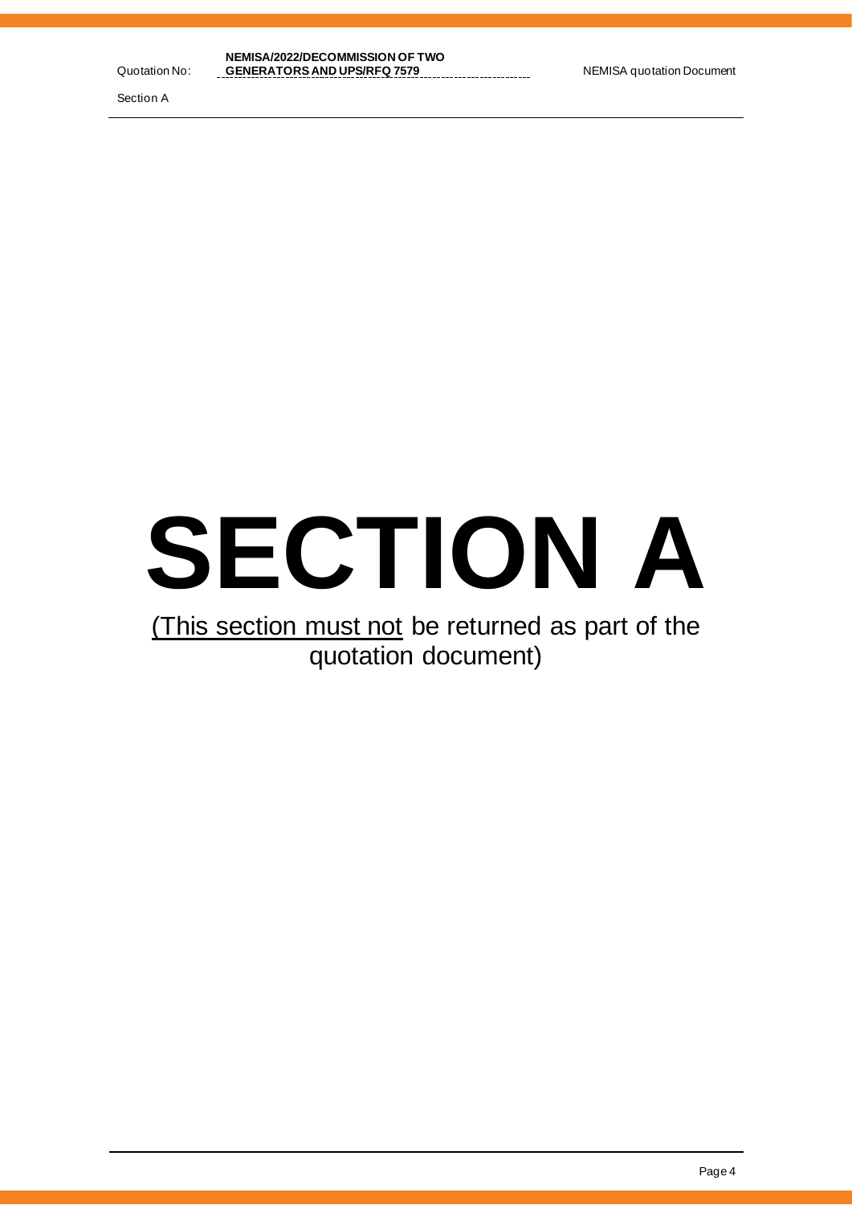# SECTION A

<u>(This section must not</u> be returned as part of the quotation document)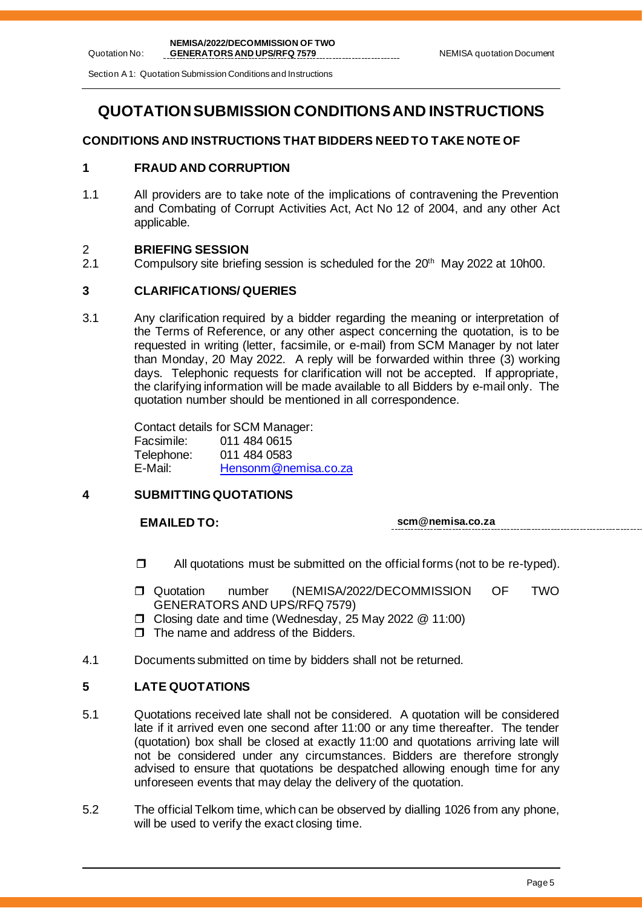# QUOTATION SUBMISSION CONDITIONS AND INSTRUCTIONS

## CONDITIONS AND INSTRUCTIONS THAT BIDDERS NEED TO TAKE NOTE OF

### 1 FRAUD AND CORRUPTION

1.1 All providers are to take note of the implications of contravening the Prevention and Combating of Corrupt Activities Act, Act No 12 of 2004, and any other Act applicable.

### 2 BRIEFING SESSION

2.1 Compulsory site briefing session is scheduled for the 20th May 2022 at 10h00.

### 3 CLARIFICATIONS/ QUERIES

3.1 Any clarification required by a bidder regarding the meaning or interpretation of the Terms of Reference, or any other aspect concerning the quotation, is to be requested in writing (letter, facsimile, or e-mail) from SCM Manager by not later than Monday, 20 May 2022. A reply will be forwarded within three (3) working days. Telephonic requests for clarification will not be accepted. If appropriate, the clarifying information will be made available to all Bidders by e-mail only. The quotation number should be mentioned in all correspondence.

Contact details for SCM Manager:
Facsimile: 011 484 0615
Telephone: 011 484 0583
E-Mail: Hensonm@nemisa.co.za

### 4 SUBMITTING QUOTATIONS

**EMAILED TO:** **scm@nemisa.co.za**

- ❒ All quotations must be submitted on the official forms (not to be re-typed).
- ❒ Quotation number (NEMISA/2022/DECOMMISSION OF TWO GENERATORS AND UPS/RFQ 7579)
- ❒ Closing date and time (Wednesday, 25 May 2022 @ 11:00)
- ❒ The name and address of the Bidders.

4.1 Documents submitted on time by bidders shall not be returned.

### 5 LATE QUOTATIONS

5.1 Quotations received late shall not be considered. A quotation will be considered late if it arrived even one second after 11:00 or any time thereafter. The tender (quotation) box shall be closed at exactly 11:00 and quotations arriving late will not be considered under any circumstances. Bidders are therefore strongly advised to ensure that quotations be despatched allowing enough time for any unforeseen events that may delay the delivery of the quotation.

5.2 The official Telkom time, which can be observed by dialling 1026 from any phone, will be used to verify the exact closing time.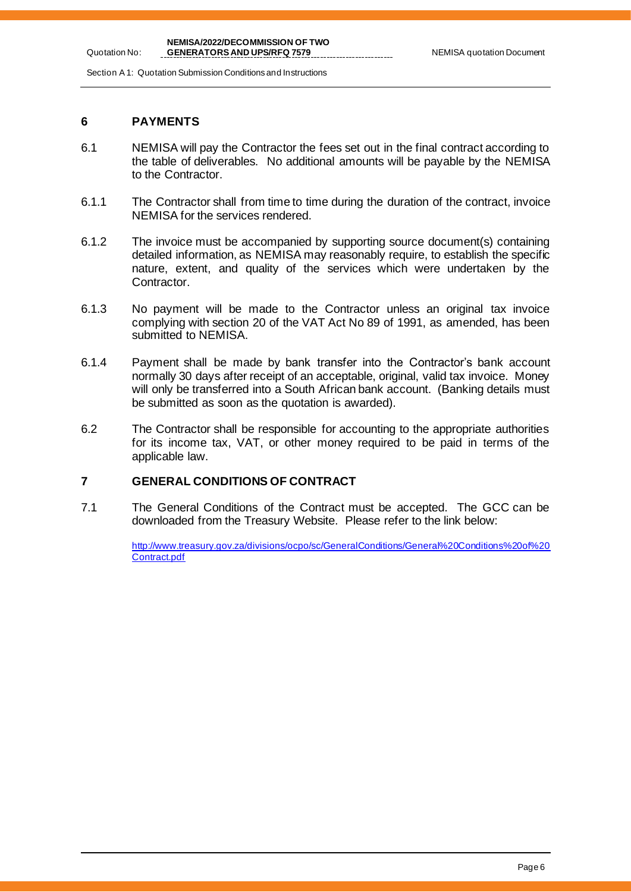## 6 PAYMENTS

6.1 NEMISA will pay the Contractor the fees set out in the final contract according to the table of deliverables. No additional amounts will be payable by the NEMISA to the Contractor.

6.1.1 The Contractor shall from time to time during the duration of the contract, invoice NEMISA for the services rendered.

6.1.2 The invoice must be accompanied by supporting source document(s) containing detailed information, as NEMISA may reasonably require, to establish the specific nature, extent, and quality of the services which were undertaken by the Contractor.

6.1.3 No payment will be made to the Contractor unless an original tax invoice complying with section 20 of the VAT Act No 89 of 1991, as amended, has been submitted to NEMISA.

6.1.4 Payment shall be made by bank transfer into the Contractor's bank account normally 30 days after receipt of an acceptable, original, valid tax invoice. Money will only be transferred into a South African bank account. (Banking details must be submitted as soon as the quotation is awarded).

6.2 The Contractor shall be responsible for accounting to the appropriate authorities for its income tax, VAT, or other money required to be paid in terms of the applicable law.

## 7 GENERAL CONDITIONS OF CONTRACT

7.1 The General Conditions of the Contract must be accepted. The GCC can be downloaded from the Treasury Website. Please refer to the link below:

http://www.treasury.gov.za/divisions/ocpo/sc/GeneralConditions/General%20Conditions%20of%20Contract.pdf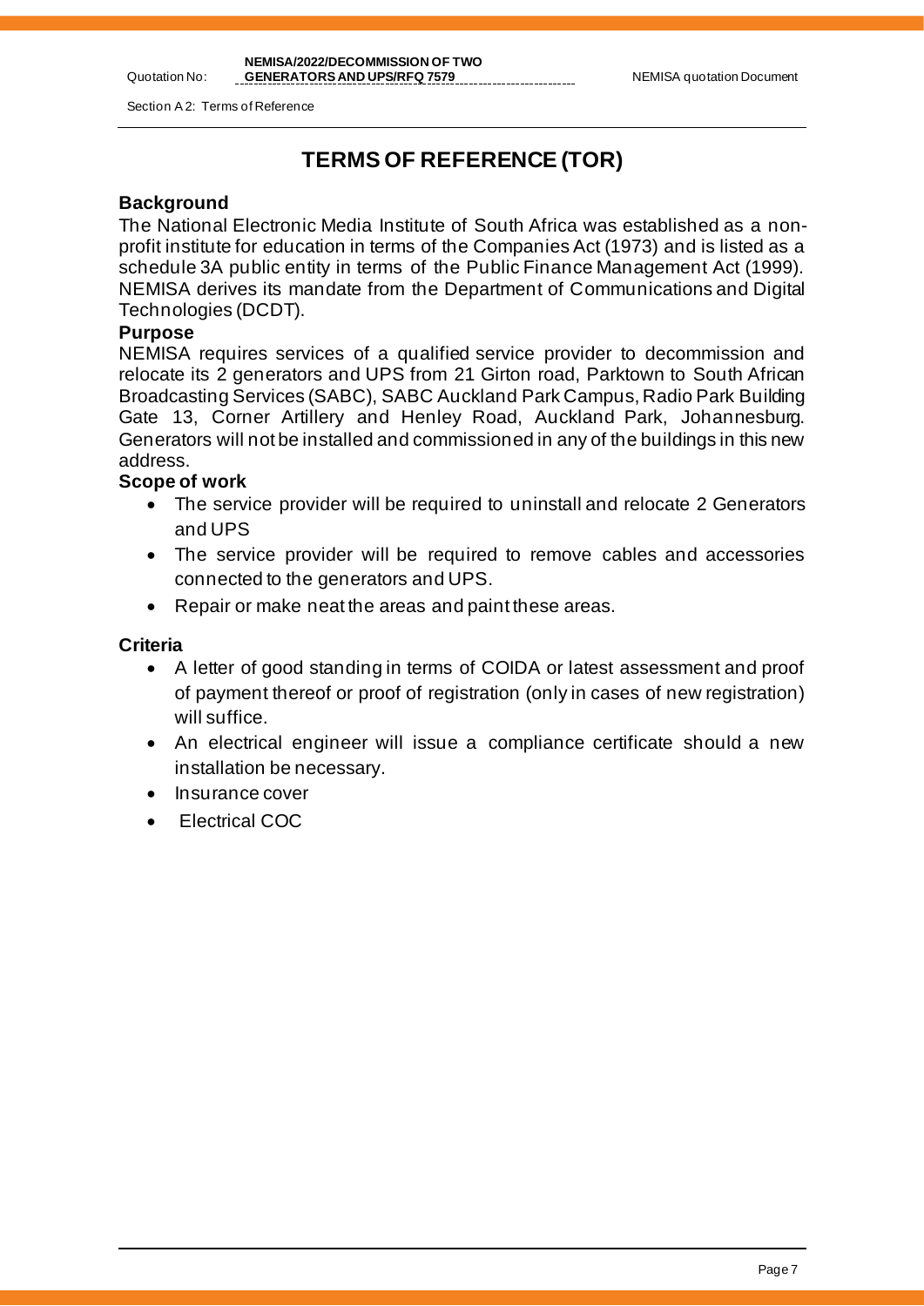# TERMS OF REFERENCE (TOR)

### Background

The National Electronic Media Institute of South Africa was established as a non-profit institute for education in terms of the Companies Act (1973) and is listed as a schedule 3A public entity in terms of the Public Finance Management Act (1999). NEMISA derives its mandate from the Department of Communications and Digital Technologies (DCDT).

### Purpose

NEMISA requires services of a qualified service provider to decommission and relocate its 2 generators and UPS from 21 Girton road, Parktown to South African Broadcasting Services (SABC), SABC Auckland Park Campus, Radio Park Building Gate 13, Corner Artillery and Henley Road, Auckland Park, Johannesburg. Generators will not be installed and commissioned in any of the buildings in this new address.

### Scope of work

- The service provider will be required to uninstall and relocate 2 Generators and UPS
- The service provider will be required to remove cables and accessories connected to the generators and UPS.
- Repair or make neat the areas and paint these areas.

### Criteria

- A letter of good standing in terms of COIDA or latest assessment and proof of payment thereof or proof of registration (only in cases of new registration) will suffice.
- An electrical engineer will issue a compliance certificate should a new installation be necessary.
- Insurance cover
- Electrical COC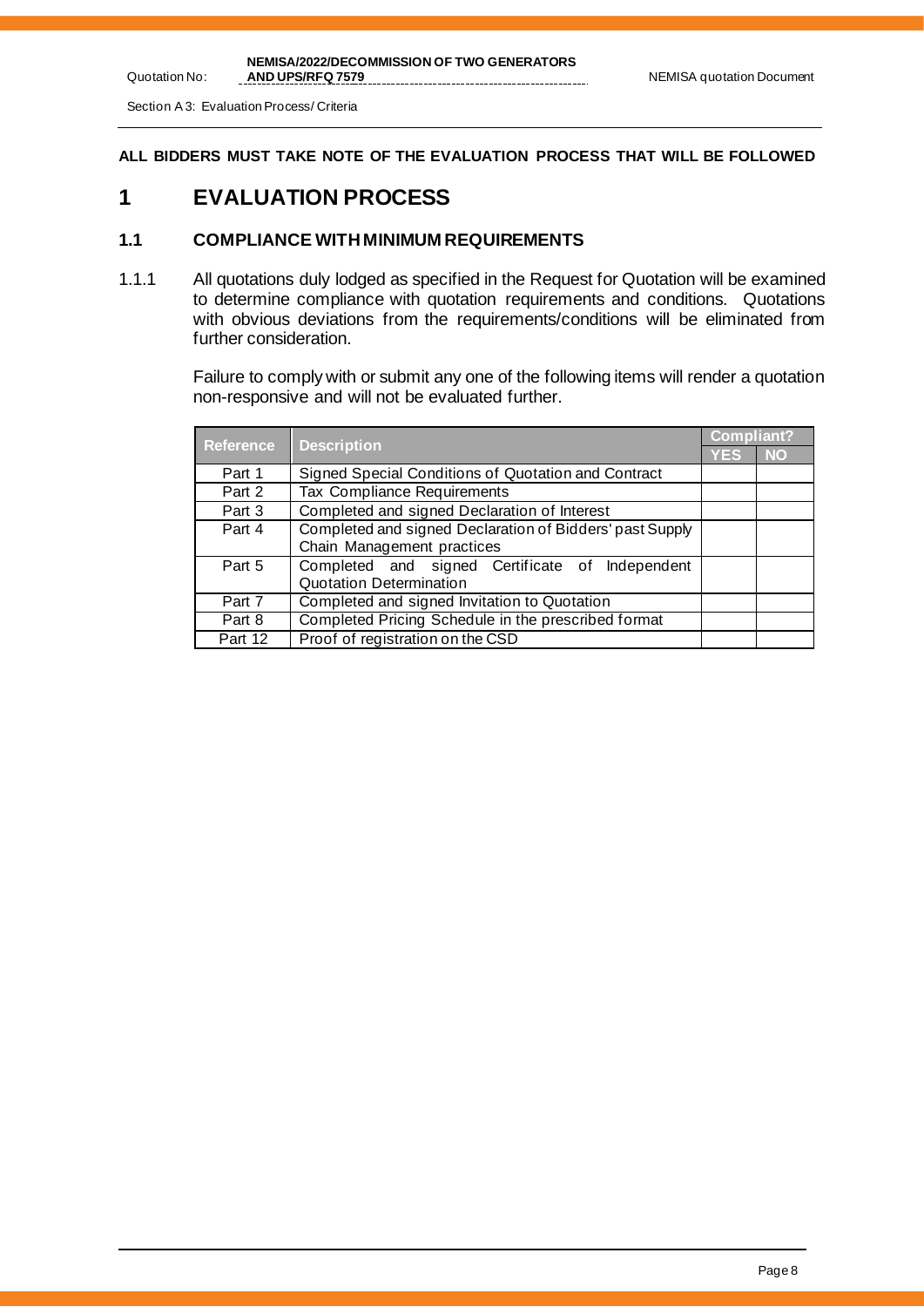**ALL BIDDERS MUST TAKE NOTE OF THE EVALUATION PROCESS THAT WILL BE FOLLOWED**

# 1 EVALUATION PROCESS

## 1.1 COMPLIANCE WITH MINIMUM REQUIREMENTS

1.1.1 All quotations duly lodged as specified in the Request for Quotation will be examined to determine compliance with quotation requirements and conditions. Quotations with obvious deviations from the requirements/conditions will be eliminated from further consideration.

Failure to comply with or submit any one of the following items will render a quotation non-responsive and will not be evaluated further.

| Reference | Description | Compliant? | |
|---|---|---|---|
| | | YES | NO |
| Part 1 | Signed Special Conditions of Quotation and Contract | | |
| Part 2 | Tax Compliance Requirements | | |
| Part 3 | Completed and signed Declaration of Interest | | |
| Part 4 | Completed and signed Declaration of Bidders' past Supply Chain Management practices | | |
| Part 5 | Completed and signed Certificate of Independent Quotation Determination | | |
| Part 7 | Completed and signed Invitation to Quotation | | |
| Part 8 | Completed Pricing Schedule in the prescribed format | | |
| Part 12 | Proof of registration on the CSD | | |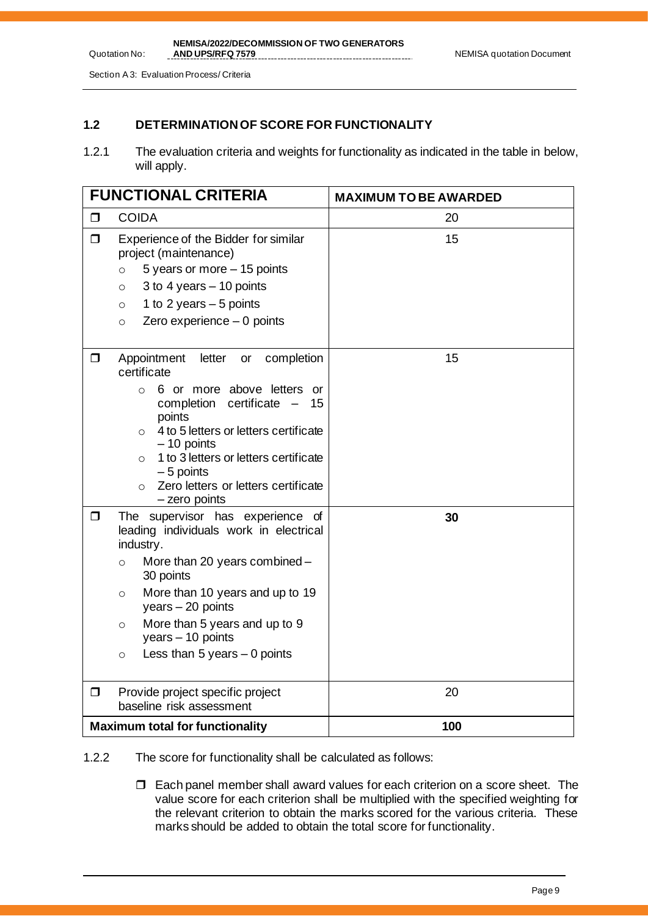### 1.2 DETERMINATION OF SCORE FOR FUNCTIONALITY

1.2.1 The evaluation criteria and weights for functionality as indicated in the table in below, will apply.

| FUNCTIONAL CRITERIA | MAXIMUM TO BE AWARDED |
|---|---|
| ❒ COIDA | 20 |
| ❒ Experience of the Bidder for similar project (maintenance)<br>○ 5 years or more – 15 points<br>○ 3 to 4 years – 10 points<br>○ 1 to 2 years – 5 points<br>○ Zero experience – 0 points | 15 |
| ❒ Appointment letter or completion certificate<br>○ 6 or more above letters or completion certificate – 15 points<br>○ 4 to 5 letters or letters certificate – 10 points<br>○ 1 to 3 letters or letters certificate – 5 points<br>○ Zero letters or letters certificate – zero points | 15 |
| ❒ The supervisor has experience of leading individuals work in electrical industry.<br>○ More than 20 years combined – 30 points<br>○ More than 10 years and up to 19 years – 20 points<br>○ More than 5 years and up to 9 years – 10 points<br>○ Less than 5 years – 0 points | **30** |
| ❒ Provide project specific project baseline risk assessment | 20 |
| **Maximum total for functionality** | **100** |

1.2.2 The score for functionality shall be calculated as follows:

- ❒ Each panel member shall award values for each criterion on a score sheet. The value score for each criterion shall be multiplied with the specified weighting for the relevant criterion to obtain the marks scored for the various criteria. These marks should be added to obtain the total score for functionality.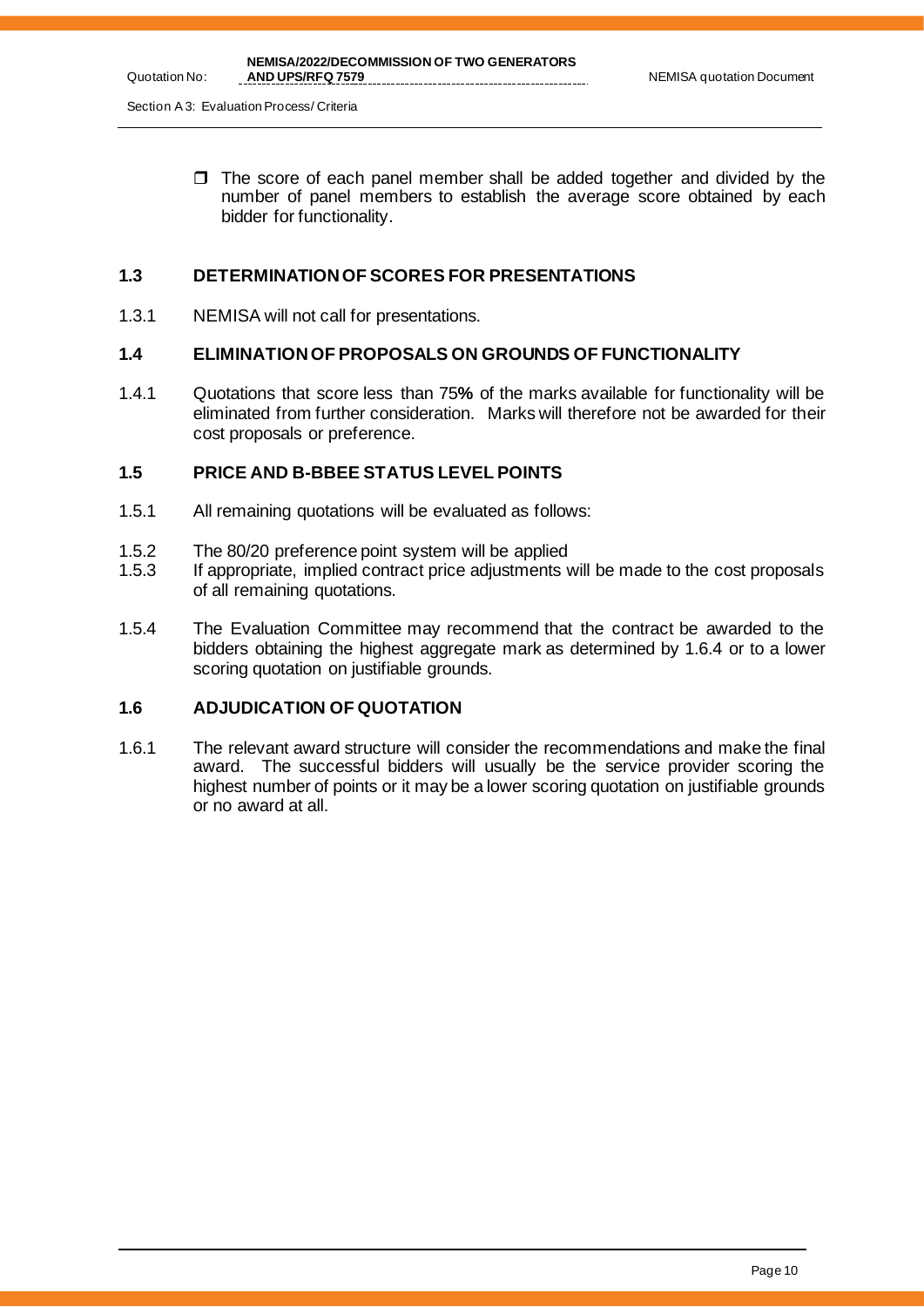- The score of each panel member shall be added together and divided by the number of panel members to establish the average score obtained by each bidder for functionality.

## 1.3 DETERMINATION OF SCORES FOR PRESENTATIONS

1.3.1 NEMISA will not call for presentations.

## 1.4 ELIMINATION OF PROPOSALS ON GROUNDS OF FUNCTIONALITY

1.4.1 Quotations that score less than 75**%** of the marks available for functionality will be eliminated from further consideration. Marks will therefore not be awarded for their cost proposals or preference.

## 1.5 PRICE AND B-BBEE STATUS LEVEL POINTS

1.5.1 All remaining quotations will be evaluated as follows:

1.5.2 The 80/20 preference point system will be applied

1.5.3 If appropriate, implied contract price adjustments will be made to the cost proposals of all remaining quotations.

1.5.4 The Evaluation Committee may recommend that the contract be awarded to the bidders obtaining the highest aggregate mark as determined by 1.6.4 or to a lower scoring quotation on justifiable grounds.

## 1.6 ADJUDICATION OF QUOTATION

1.6.1 The relevant award structure will consider the recommendations and make the final award. The successful bidders will usually be the service provider scoring the highest number of points or it may be a lower scoring quotation on justifiable grounds or no award at all.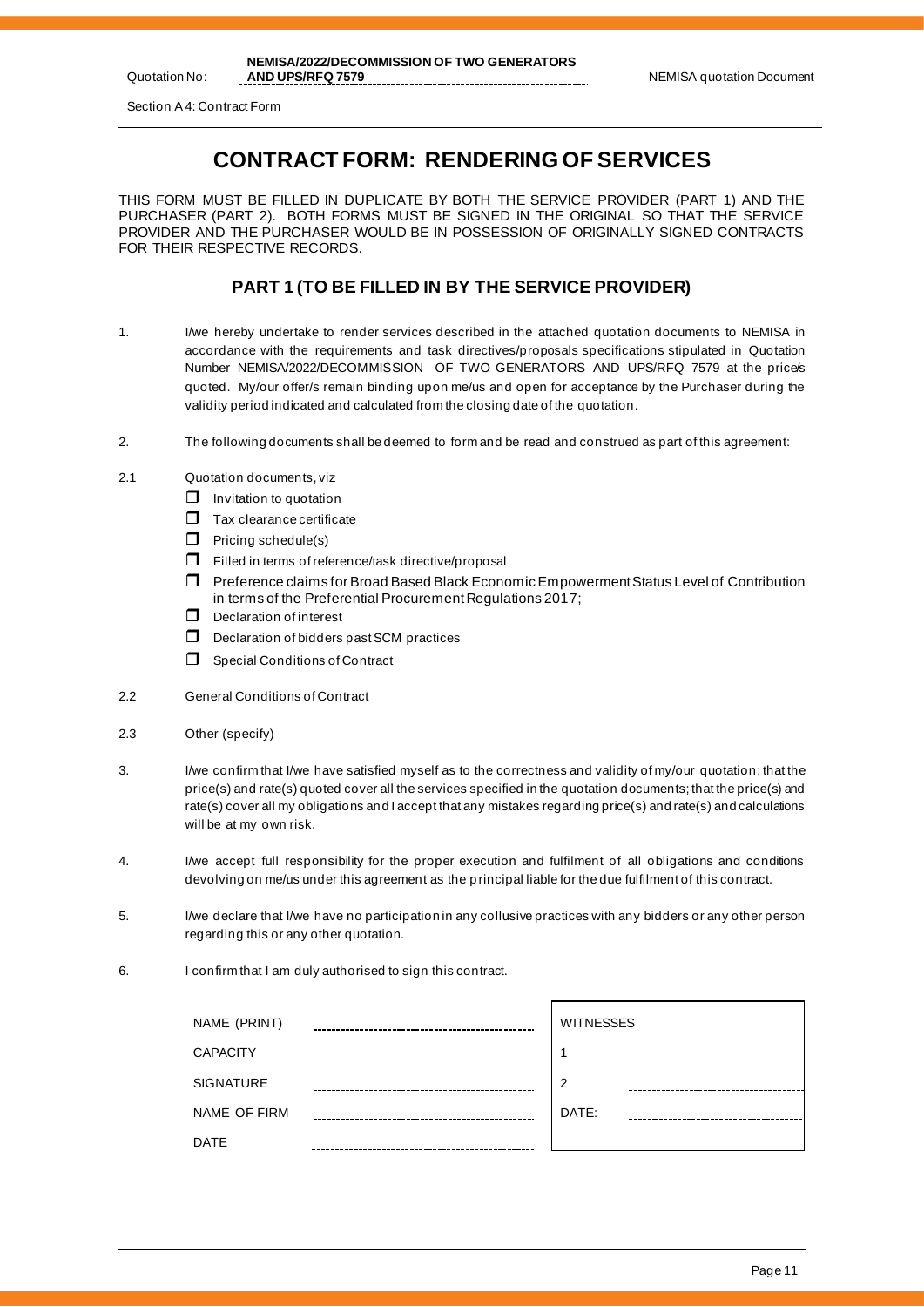# CONTRACT FORM: RENDERING OF SERVICES

THIS FORM MUST BE FILLED IN DUPLICATE BY BOTH THE SERVICE PROVIDER (PART 1) AND THE PURCHASER (PART 2). BOTH FORMS MUST BE SIGNED IN THE ORIGINAL SO THAT THE SERVICE PROVIDER AND THE PURCHASER WOULD BE IN POSSESSION OF ORIGINALLY SIGNED CONTRACTS FOR THEIR RESPECTIVE RECORDS.

## PART 1 (TO BE FILLED IN BY THE SERVICE PROVIDER)

1. I/we hereby undertake to render services described in the attached quotation documents to NEMISA in accordance with the requirements and task directives/proposals specifications stipulated in Quotation Number NEMISA/2022/DECOMMISSION OF TWO GENERATORS AND UPS/RFQ 7579 at the price/s quoted. My/our offer/s remain binding upon me/us and open for acceptance by the Purchaser during the validity period indicated and calculated from the closing date of the quotation.

2. The following documents shall be deemed to form and be read and construed as part of this agreement:

2.1 Quotation documents, viz

- ☐ Invitation to quotation
- ☐ Tax clearance certificate
- ☐ Pricing schedule(s)
- ☐ Filled in terms of reference/task directive/proposal
- ☐ Preference claims for Broad Based Black Economic Empowerment Status Level of Contribution in terms of the Preferential Procurement Regulations 2017;
- ☐ Declaration of interest
- ☐ Declaration of bidders past SCM practices
- ☐ Special Conditions of Contract

2.2 General Conditions of Contract

2.3 Other (specify)

3. I/we confirm that I/we have satisfied myself as to the correctness and validity of my/our quotation; that the price(s) and rate(s) quoted cover all the services specified in the quotation documents; that the price(s) and rate(s) cover all my obligations and I accept that any mistakes regarding price(s) and rate(s) and calculations will be at my own risk.

4. I/we accept full responsibility for the proper execution and fulfilment of all obligations and conditions devolving on me/us under this agreement as the principal liable for the due fulfilment of this contract.

5. I/we declare that I/we have no participation in any collusive practices with any bidders or any other person regarding this or any other quotation.

6. I confirm that I am duly authorised to sign this contract.

| | | WITNESSES | |
|---|---|---|---|
| NAME (PRINT) | ............................ | | |
| CAPACITY | ............................ | 1 | ............................ |
| SIGNATURE | ............................ | 2 | ............................ |
| NAME OF FIRM | ............................ | DATE: | ............................ |
| DATE | ............................ | | |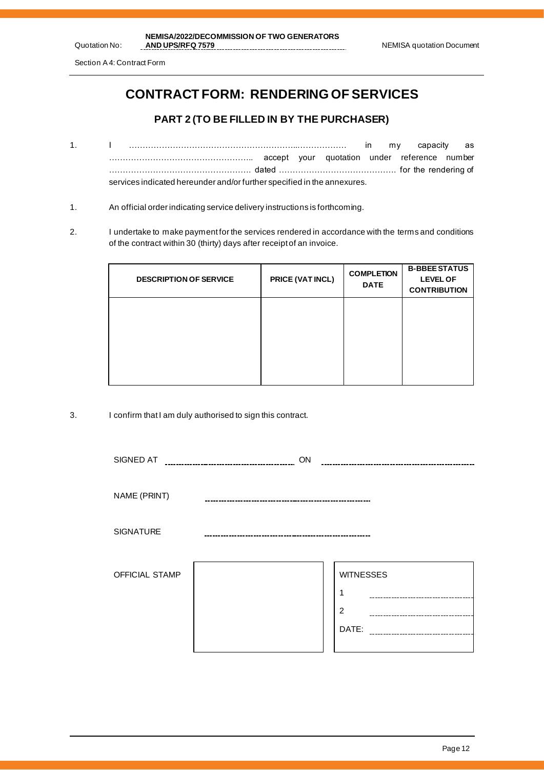# CONTRACT FORM: RENDERING OF SERVICES

## PART 2 (TO BE FILLED IN BY THE PURCHASER)

1. I …………………………………………………...……………… in my capacity as …………………………………………….. accept your quotation under reference number ……………………………………………. dated ……………………………………. for the rendering of services indicated hereunder and/or further specified in the annexures.

1. An official order indicating service delivery instructions is forthcoming.

2. I undertake to make payment for the services rendered in accordance with the terms and conditions of the contract within 30 (thirty) days after receipt of an invoice.

| DESCRIPTION OF SERVICE | PRICE (VAT INCL) | COMPLETION DATE | B-BBEE STATUS LEVEL OF CONTRIBUTION |
|---|---|---|---|
| | | | |

3. I confirm that I am duly authorised to sign this contract.

SIGNED AT ………………………………… ON …………………………………

NAME (PRINT) …………………………………

SIGNATURE …………………………………

OFFICIAL STAMP

WITNESSES

1 …………………………………

2 …………………………………

DATE: …………………………………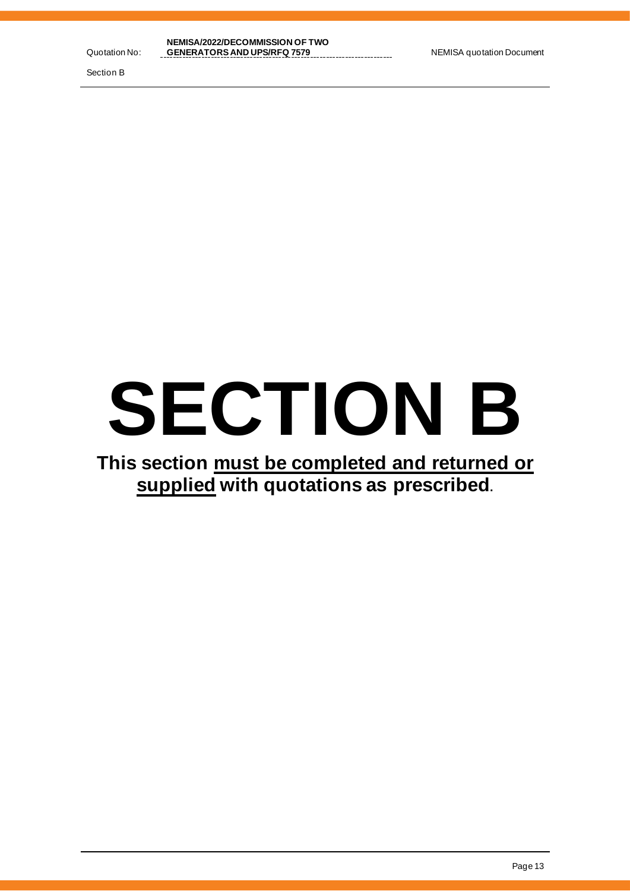# SECTION B

**This section <u>must be completed and returned or supplied</u> with quotations as prescribed**.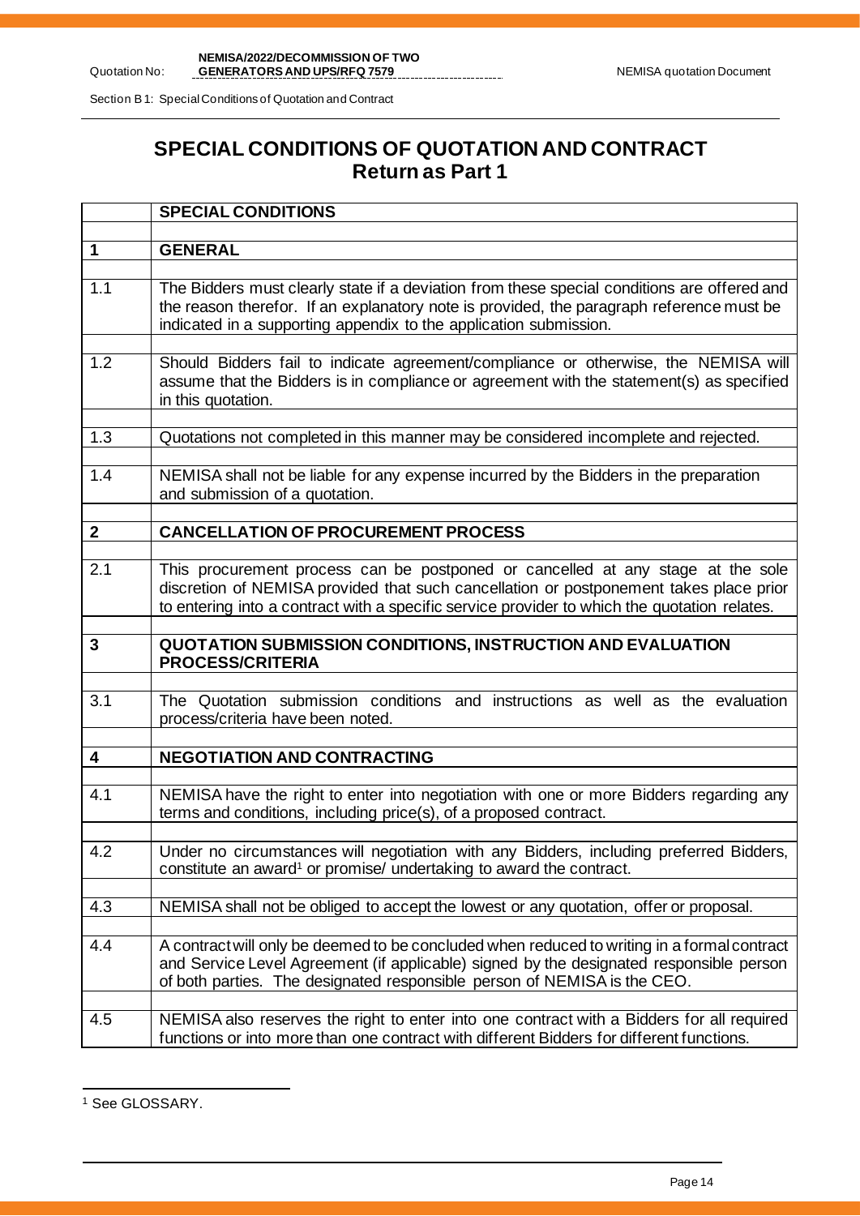# SPECIAL CONDITIONS OF QUOTATION AND CONTRACT
## Return as Part 1

| | **SPECIAL CONDITIONS** |
|---|---|
| **1** | **GENERAL** |
| 1.1 | The Bidders must clearly state if a deviation from these special conditions are offered and the reason therefor. If an explanatory note is provided, the paragraph reference must be indicated in a supporting appendix to the application submission. |
| 1.2 | Should Bidders fail to indicate agreement/compliance or otherwise, the NEMISA will assume that the Bidders is in compliance or agreement with the statement(s) as specified in this quotation. |
| 1.3 | Quotations not completed in this manner may be considered incomplete and rejected. |
| 1.4 | NEMISA shall not be liable for any expense incurred by the Bidders in the preparation and submission of a quotation. |
| **2** | **CANCELLATION OF PROCUREMENT PROCESS** |
| 2.1 | This procurement process can be postponed or cancelled at any stage at the sole discretion of NEMISA provided that such cancellation or postponement takes place prior to entering into a contract with a specific service provider to which the quotation relates. |
| **3** | **QUOTATION SUBMISSION CONDITIONS, INSTRUCTION AND EVALUATION PROCESS/CRITERIA** |
| 3.1 | The Quotation submission conditions and instructions as well as the evaluation process/criteria have been noted. |
| **4** | **NEGOTIATION AND CONTRACTING** |
| 4.1 | NEMISA have the right to enter into negotiation with one or more Bidders regarding any terms and conditions, including price(s), of a proposed contract. |
| 4.2 | Under no circumstances will negotiation with any Bidders, including preferred Bidders, constitute an award[1] or promise/ undertaking to award the contract. |
| 4.3 | NEMISA shall not be obliged to accept the lowest or any quotation, offer or proposal. |
| 4.4 | A contract will only be deemed to be concluded when reduced to writing in a formal contract and Service Level Agreement (if applicable) signed by the designated responsible person of both parties. The designated responsible person of NEMISA is the CEO. |
| 4.5 | NEMISA also reserves the right to enter into one contract with a Bidders for all required functions or into more than one contract with different Bidders for different functions. |

[1] See GLOSSARY.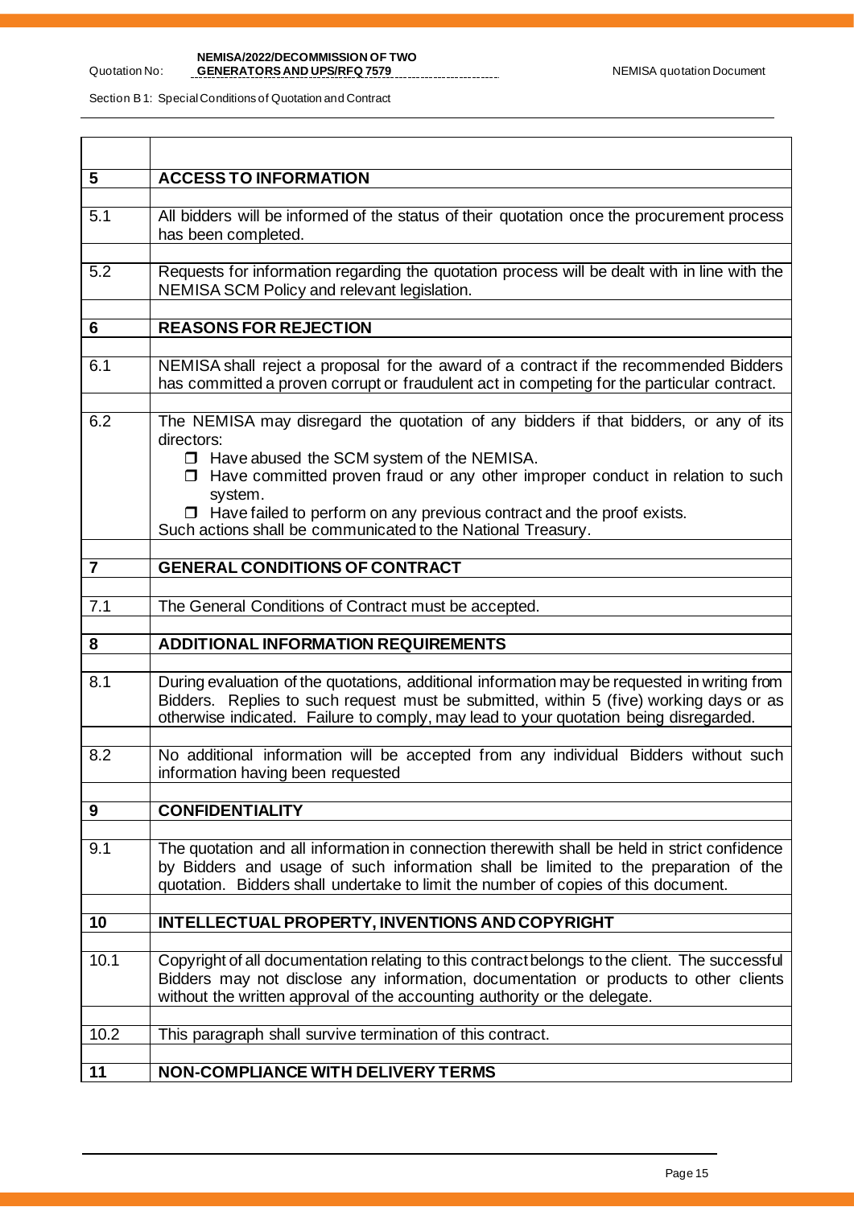| | |
|---|---|
| **5** | **ACCESS TO INFORMATION** |
| 5.1 | All bidders will be informed of the status of their quotation once the procurement process has been completed. |
| 5.2 | Requests for information regarding the quotation process will be dealt with in line with the NEMISA SCM Policy and relevant legislation. |
| **6** | **REASONS FOR REJECTION** |
| 6.1 | NEMISA shall reject a proposal for the award of a contract if the recommended Bidders has committed a proven corrupt or fraudulent act in competing for the particular contract. |
| 6.2 | The NEMISA may disregard the quotation of any bidders if that bidders, or any of its directors:<br>❒ Have abused the SCM system of the NEMISA.<br>❒ Have committed proven fraud or any other improper conduct in relation to such system.<br>❒ Have failed to perform on any previous contract and the proof exists.<br>Such actions shall be communicated to the National Treasury. |
| **7** | **GENERAL CONDITIONS OF CONTRACT** |
| 7.1 | The General Conditions of Contract must be accepted. |
| **8** | **ADDITIONAL INFORMATION REQUIREMENTS** |
| 8.1 | During evaluation of the quotations, additional information may be requested in writing from Bidders. Replies to such request must be submitted, within 5 (five) working days or as otherwise indicated. Failure to comply, may lead to your quotation being disregarded. |
| 8.2 | No additional information will be accepted from any individual Bidders without such information having been requested |
| **9** | **CONFIDENTIALITY** |
| 9.1 | The quotation and all information in connection therewith shall be held in strict confidence by Bidders and usage of such information shall be limited to the preparation of the quotation. Bidders shall undertake to limit the number of copies of this document. |
| **10** | **INTELLECTUAL PROPERTY, INVENTIONS AND COPYRIGHT** |
| 10.1 | Copyright of all documentation relating to this contract belongs to the client. The successful Bidders may not disclose any information, documentation or products to other clients without the written approval of the accounting authority or the delegate. |
| 10.2 | This paragraph shall survive termination of this contract. |
| **11** | **NON-COMPLIANCE WITH DELIVERY TERMS** |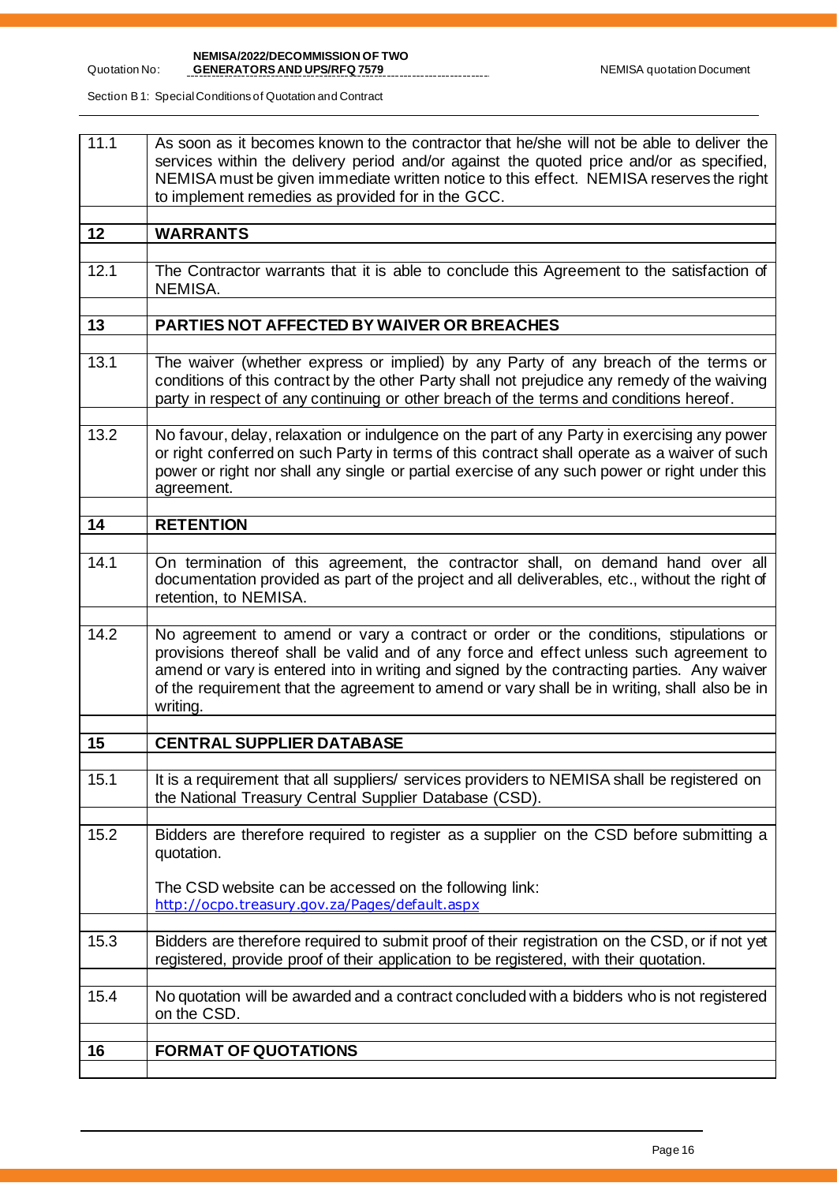| | |
|---|---|
| 11.1 | As soon as it becomes known to the contractor that he/she will not be able to deliver the services within the delivery period and/or against the quoted price and/or as specified, NEMISA must be given immediate written notice to this effect. NEMISA reserves the right to implement remedies as provided for in the GCC. |
| | |
| **12** | **WARRANTS** |
| | |
| 12.1 | The Contractor warrants that it is able to conclude this Agreement to the satisfaction of NEMISA. |
| | |
| **13** | **PARTIES NOT AFFECTED BY WAIVER OR BREACHES** |
| | |
| 13.1 | The waiver (whether express or implied) by any Party of any breach of the terms or conditions of this contract by the other Party shall not prejudice any remedy of the waiving party in respect of any continuing or other breach of the terms and conditions hereof. |
| | |
| 13.2 | No favour, delay, relaxation or indulgence on the part of any Party in exercising any power or right conferred on such Party in terms of this contract shall operate as a waiver of such power or right nor shall any single or partial exercise of any such power or right under this agreement. |
| | |
| **14** | **RETENTION** |
| | |
| 14.1 | On termination of this agreement, the contractor shall, on demand hand over all documentation provided as part of the project and all deliverables, etc., without the right of retention, to NEMISA. |
| | |
| 14.2 | No agreement to amend or vary a contract or order or the conditions, stipulations or provisions thereof shall be valid and of any force and effect unless such agreement to amend or vary is entered into in writing and signed by the contracting parties. Any waiver of the requirement that the agreement to amend or vary shall be in writing, shall also be in writing. |
| | |
| **15** | **CENTRAL SUPPLIER DATABASE** |
| | |
| 15.1 | It is a requirement that all suppliers/ services providers to NEMISA shall be registered on the National Treasury Central Supplier Database (CSD). |
| | |
| 15.2 | Bidders are therefore required to register as a supplier on the CSD before submitting a quotation.<br><br>The CSD website can be accessed on the following link:<br>http://ocpo.treasury.gov.za/Pages/default.aspx |
| | |
| 15.3 | Bidders are therefore required to submit proof of their registration on the CSD, or if not yet registered, provide proof of their application to be registered, with their quotation. |
| | |
| 15.4 | No quotation will be awarded and a contract concluded with a bidders who is not registered on the CSD. |
| | |
| **16** | **FORMAT OF QUOTATIONS** |
| | |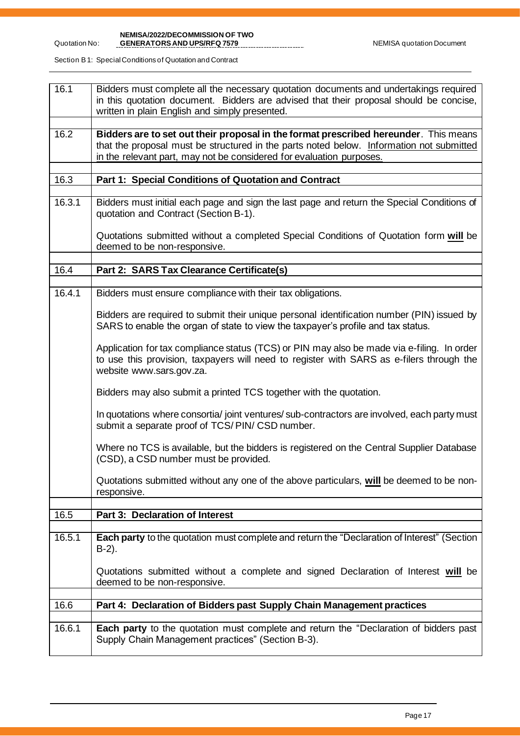| | |
|---|---|
| 16.1 | Bidders must complete all the necessary quotation documents and undertakings required in this quotation document. Bidders are advised that their proposal should be concise, written in plain English and simply presented. |
| | |
| 16.2 | **Bidders are to set out their proposal in the format prescribed hereunder**. This means that the proposal must be structured in the parts noted below. Information not submitted in the relevant part, may not be considered for evaluation purposes. |
| | |
| 16.3 | **Part 1: Special Conditions of Quotation and Contract** |
| | |
| 16.3.1 | Bidders must initial each page and sign the last page and return the Special Conditions of quotation and Contract (Section B-1).<br><br>Quotations submitted without a completed Special Conditions of Quotation form **will** be deemed to be non-responsive. |
| | |
| 16.4 | **Part 2: SARS Tax Clearance Certificate(s)** |
| | |
| 16.4.1 | Bidders must ensure compliance with their tax obligations.<br><br>Bidders are required to submit their unique personal identification number (PIN) issued by SARS to enable the organ of state to view the taxpayer's profile and tax status.<br><br>Application for tax compliance status (TCS) or PIN may also be made via e-filing. In order to use this provision, taxpayers will need to register with SARS as e-filers through the website www.sars.gov.za.<br><br>Bidders may also submit a printed TCS together with the quotation.<br><br>In quotations where consortia/ joint ventures/ sub-contractors are involved, each party must submit a separate proof of TCS/ PIN/ CSD number.<br><br>Where no TCS is available, but the bidders is registered on the Central Supplier Database (CSD), a CSD number must be provided.<br><br>Quotations submitted without any one of the above particulars, **will** be deemed to be non-responsive. |
| | |
| 16.5 | **Part 3: Declaration of Interest** |
| | |
| 16.5.1 | **Each party** to the quotation must complete and return the "Declaration of Interest" (Section B-2).<br><br>Quotations submitted without a complete and signed Declaration of Interest **will** be deemed to be non-responsive. |
| | |
| 16.6 | **Part 4: Declaration of Bidders past Supply Chain Management practices** |
| | |
| 16.6.1 | **Each party** to the quotation must complete and return the "Declaration of bidders past Supply Chain Management practices" (Section B-3). |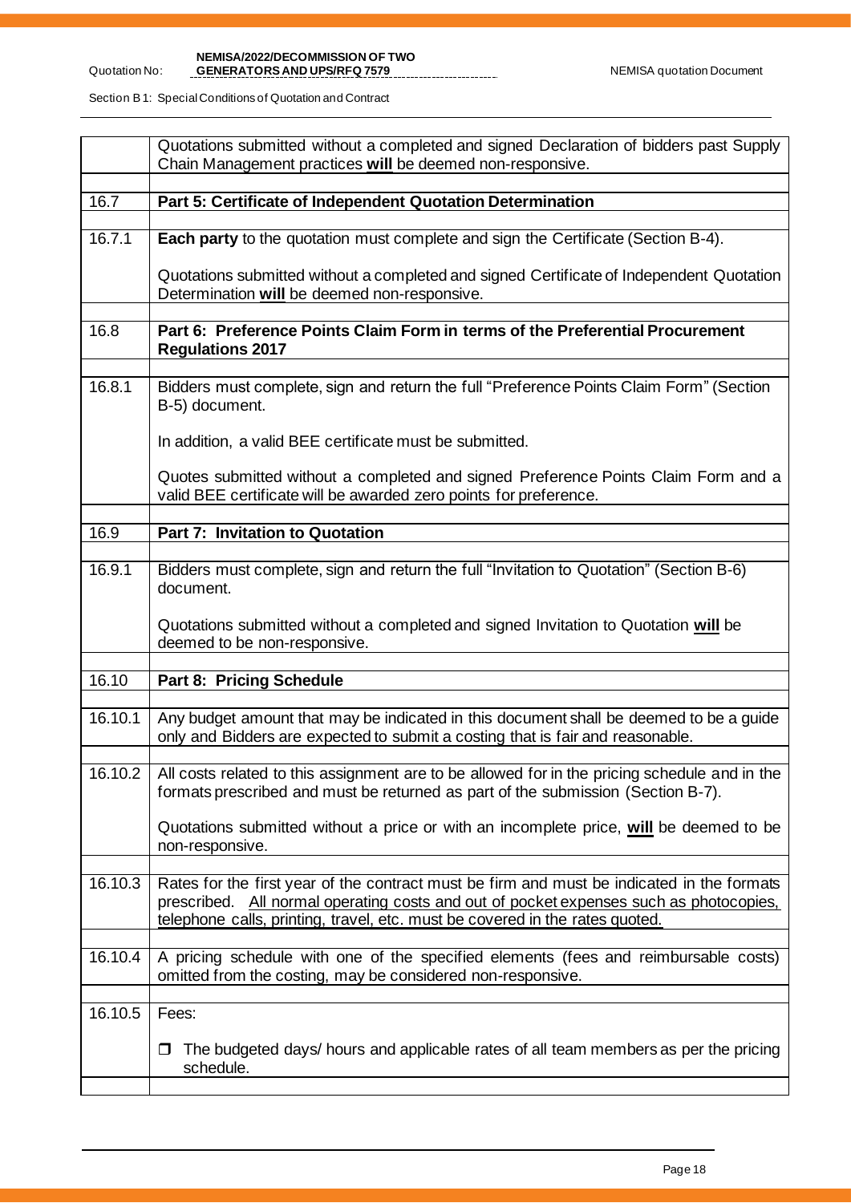|  | Quotations submitted without a completed and signed Declaration of bidders past Supply Chain Management practices **will** be deemed non-responsive. |
|---|---|
| 16.7 | **Part 5: Certificate of Independent Quotation Determination** |
| 16.7.1 | **Each party** to the quotation must complete and sign the Certificate (Section B-4).<br><br>Quotations submitted without a completed and signed Certificate of Independent Quotation Determination **will** be deemed non-responsive. |
| 16.8 | **Part 6: Preference Points Claim Form in terms of the Preferential Procurement Regulations 2017** |
| 16.8.1 | Bidders must complete, sign and return the full "Preference Points Claim Form" (Section B-5) document.<br><br>In addition, a valid BEE certificate must be submitted.<br><br>Quotes submitted without a completed and signed Preference Points Claim Form and a valid BEE certificate will be awarded zero points for preference. |
| 16.9 | **Part 7: Invitation to Quotation** |
| 16.9.1 | Bidders must complete, sign and return the full "Invitation to Quotation" (Section B-6) document.<br><br>Quotations submitted without a completed and signed Invitation to Quotation **will** be deemed to be non-responsive. |
| 16.10 | **Part 8: Pricing Schedule** |
| 16.10.1 | Any budget amount that may be indicated in this document shall be deemed to be a guide only and Bidders are expected to submit a costing that is fair and reasonable. |
| 16.10.2 | All costs related to this assignment are to be allowed for in the pricing schedule and in the formats prescribed and must be returned as part of the submission (Section B-7).<br><br>Quotations submitted without a price or with an incomplete price, **will** be deemed to be non-responsive. |
| 16.10.3 | Rates for the first year of the contract must be firm and must be indicated in the formats prescribed. All normal operating costs and out of pocket expenses such as photocopies, telephone calls, printing, travel, etc. must be covered in the rates quoted. |
| 16.10.4 | A pricing schedule with one of the specified elements (fees and reimbursable costs) omitted from the costing, may be considered non-responsive. |
| 16.10.5 | Fees:<br><br>❒ The budgeted days/ hours and applicable rates of all team members as per the pricing schedule. |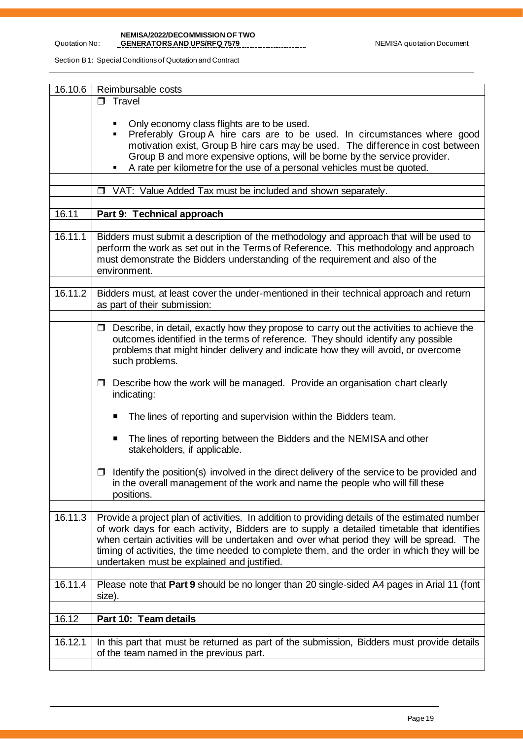| 16.10.6 | Reimbursable costs |
|---|---|
| | ❒ Travel<br><br>▪ Only economy class flights are to be used.<br>▪ Preferably Group A hire cars are to be used. In circumstances where good motivation exist, Group B hire cars may be used. The difference in cost between Group B and more expensive options, will be borne by the service provider.<br>▪ A rate per kilometre for the use of a personal vehicles must be quoted. |
| | |
| | ❒ VAT: Value Added Tax must be included and shown separately. |
| | |
| 16.11 | **Part 9: Technical approach** |
| | |
| 16.11.1 | Bidders must submit a description of the methodology and approach that will be used to perform the work as set out in the Terms of Reference. This methodology and approach must demonstrate the Bidders understanding of the requirement and also of the environment. |
| | |
| 16.11.2 | Bidders must, at least cover the under-mentioned in their technical approach and return as part of their submission: |
| | |
| | ❒ Describe, in detail, exactly how they propose to carry out the activities to achieve the outcomes identified in the terms of reference. They should identify any possible problems that might hinder delivery and indicate how they will avoid, or overcome such problems.<br><br>❒ Describe how the work will be managed. Provide an organisation chart clearly indicating:<br><br>▪ The lines of reporting and supervision within the Bidders team.<br><br>▪ The lines of reporting between the Bidders and the NEMISA and other stakeholders, if applicable.<br><br>❒ Identify the position(s) involved in the direct delivery of the service to be provided and in the overall management of the work and name the people who will fill these positions. |
| | |
| 16.11.3 | Provide a project plan of activities. In addition to providing details of the estimated number of work days for each activity, Bidders are to supply a detailed timetable that identifies when certain activities will be undertaken and over what period they will be spread. The timing of activities, the time needed to complete them, and the order in which they will be undertaken must be explained and justified. |
| | |
| 16.11.4 | Please note that **Part 9** should be no longer than 20 single-sided A4 pages in Arial 11 (font size). |
| | |
| 16.12 | **Part 10: Team details** |
| | |
| 16.12.1 | In this part that must be returned as part of the submission, Bidders must provide details of the team named in the previous part. |
| | |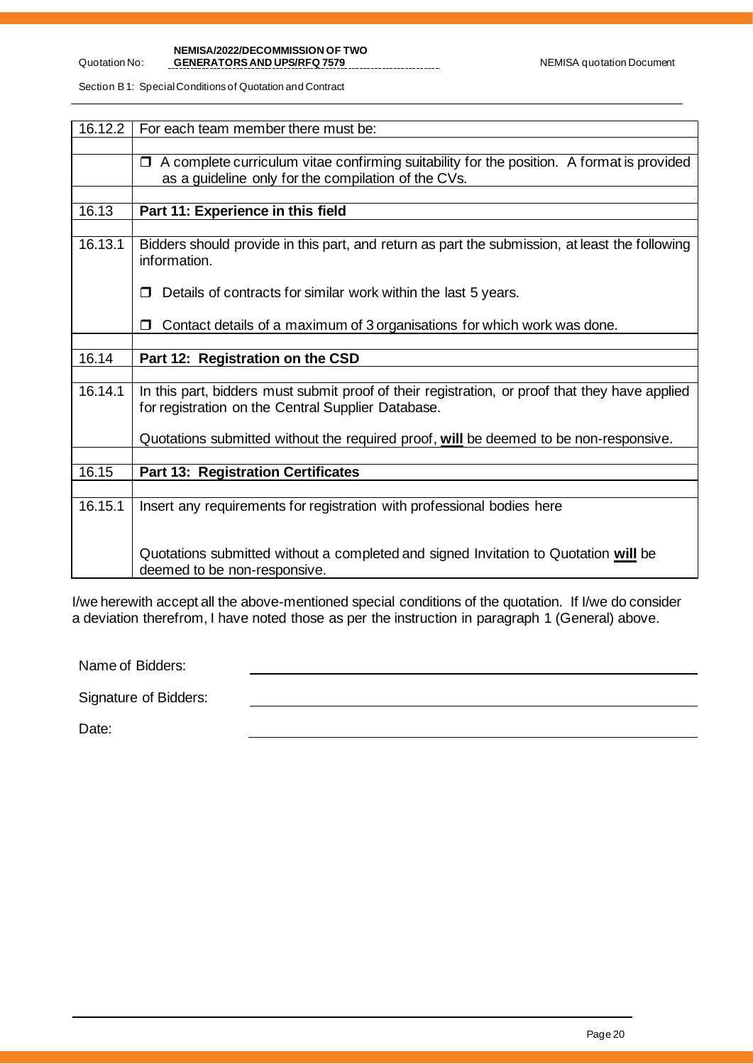| | |
|---|---|
| 16.12.2 | For each team member there must be: |
| | |
| | ❒ A complete curriculum vitae confirming suitability for the position. A format is provided as a guideline only for the compilation of the CVs. |
| | |
| 16.13 | **Part 11: Experience in this field** |
| | |
| 16.13.1 | Bidders should provide in this part, and return as part the submission, at least the following information.<br><br>❒ Details of contracts for similar work within the last 5 years.<br><br>❒ Contact details of a maximum of 3 organisations for which work was done. |
| | |
| 16.14 | **Part 12: Registration on the CSD** |
| | |
| 16.14.1 | In this part, bidders must submit proof of their registration, or proof that they have applied for registration on the Central Supplier Database.<br><br>Quotations submitted without the required proof, **will** be deemed to be non-responsive. |
| | |
| 16.15 | **Part 13: Registration Certificates** |
| | |
| 16.15.1 | Insert any requirements for registration with professional bodies here<br><br>Quotations submitted without a completed and signed Invitation to Quotation **will** be deemed to be non-responsive. |

I/we herewith accept all the above-mentioned special conditions of the quotation. If I/we do consider a deviation therefrom, I have noted those as per the instruction in paragraph 1 (General) above.

Name of Bidders: ______________________________

Signature of Bidders: ______________________________

Date: ______________________________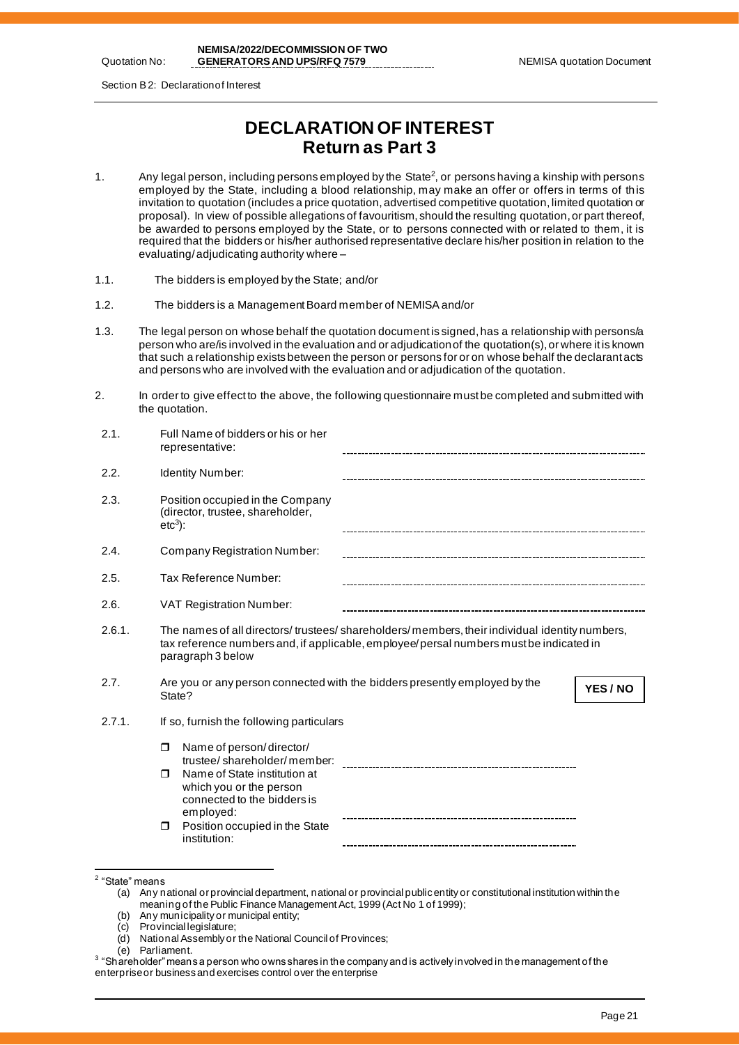# DECLARATION OF INTEREST

## Return as Part 3

1. Any legal person, including persons employed by the State[2], or persons having a kinship with persons employed by the State, including a blood relationship, may make an offer or offers in terms of this invitation to quotation (includes a price quotation, advertised competitive quotation, limited quotation or proposal). In view of possible allegations of favouritism, should the resulting quotation, or part thereof, be awarded to persons employed by the State, or to persons connected with or related to them, it is required that the bidders or his/her authorised representative declare his/her position in relation to the evaluating/adjudicating authority where –

1.1. The bidders is employed by the State; and/or

1.2. The bidders is a Management Board member of NEMISA and/or

1.3. The legal person on whose behalf the quotation document is signed, has a relationship with persons/a person who are/is involved in the evaluation and or adjudication of the quotation(s), or where it is known that such a relationship exists between the person or persons for or on whose behalf the declarant acts and persons who are involved with the evaluation and or adjudication of the quotation.

2. In order to give effect to the above, the following questionnaire must be completed and submitted with the quotation.

2.1. Full Name of bidders or his or her representative: ____________________

2.2. Identity Number: ____________________

2.3. Position occupied in the Company (director, trustee, shareholder, etc[3]): ____________________

2.4. Company Registration Number: ____________________

2.5. Tax Reference Number: ____________________

2.6. VAT Registration Number: ____________________

2.6.1. The names of all directors/ trustees/ shareholders/ members, their individual identity numbers, tax reference numbers and, if applicable, employee/ persal numbers must be indicated in paragraph 3 below

2.7. Are you or any person connected with the bidders presently employed by the State? **YES / NO**

2.7.1. If so, furnish the following particulars

- Name of person/ director/ trustee/ shareholder/ member: ____________________
- Name of State institution at which you or the person connected to the bidders is employed: ____________________
- Position occupied in the State institution: ____________________

---

[2] "State" means
(a) Any national or provincial department, national or provincial public entity or constitutional institution within the meaning of the Public Finance Management Act, 1999 (Act No 1 of 1999);
(b) Any municipality or municipal entity;
(c) Provincial legislature;
(d) National Assembly or the National Council of Provinces;
(e) Parliament.

[3] "Shareholder" means a person who owns shares in the company and is actively involved in the management of the enterprise or business and exercises control over the enterprise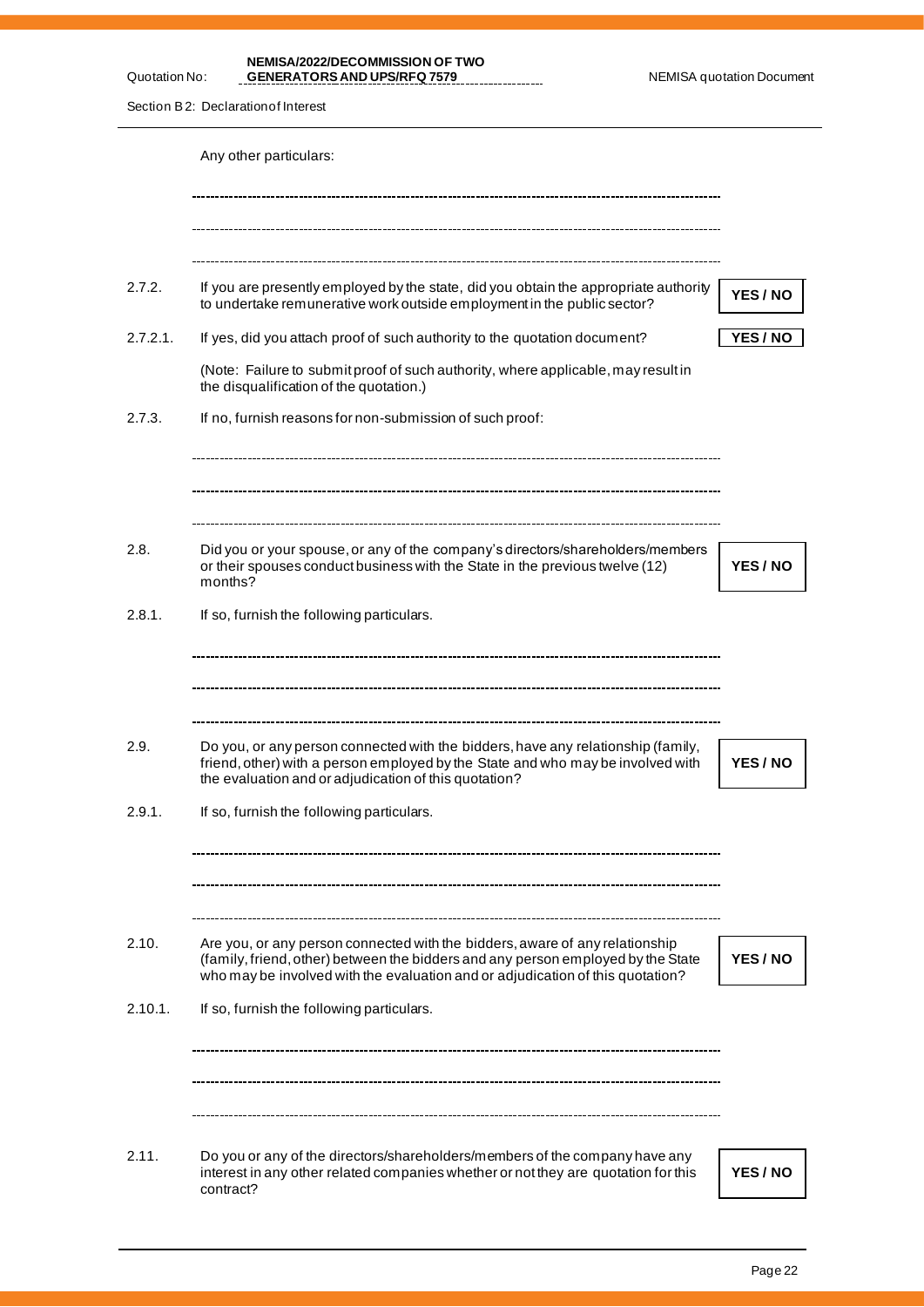Any other particulars:

---

---

---

| | | |
|---|---|---|
| 2.7.2. | If you are presently employed by the state, did you obtain the appropriate authority to undertake remunerative work outside employment in the public sector? | **YES / NO** |
| 2.7.2.1. | If yes, did you attach proof of such authority to the quotation document? | **YES / NO** |

(Note: Failure to submit proof of such authority, where applicable, may result in the disqualification of the quotation.)

2.7.3. If no, furnish reasons for non-submission of such proof:

---

---

---

| | | |
|---|---|---|
| 2.8. | Did you or your spouse, or any of the company's directors/shareholders/members or their spouses conduct business with the State in the previous twelve (12) months? | **YES / NO** |

2.8.1. If so, furnish the following particulars.

---

---

---

| | | |
|---|---|---|
| 2.9. | Do you, or any person connected with the bidders, have any relationship (family, friend, other) with a person employed by the State and who may be involved with the evaluation and or adjudication of this quotation? | **YES / NO** |

2.9.1. If so, furnish the following particulars.

---

---

---

| | | |
|---|---|---|
| 2.10. | Are you, or any person connected with the bidders, aware of any relationship (family, friend, other) between the bidders and any person employed by the State who may be involved with the evaluation and or adjudication of this quotation? | **YES / NO** |

2.10.1. If so, furnish the following particulars.

---

---

---

| | | |
|---|---|---|
| 2.11. | Do you or any of the directors/shareholders/members of the company have any interest in any other related companies whether or not they are quotation for this contract? | **YES / NO** |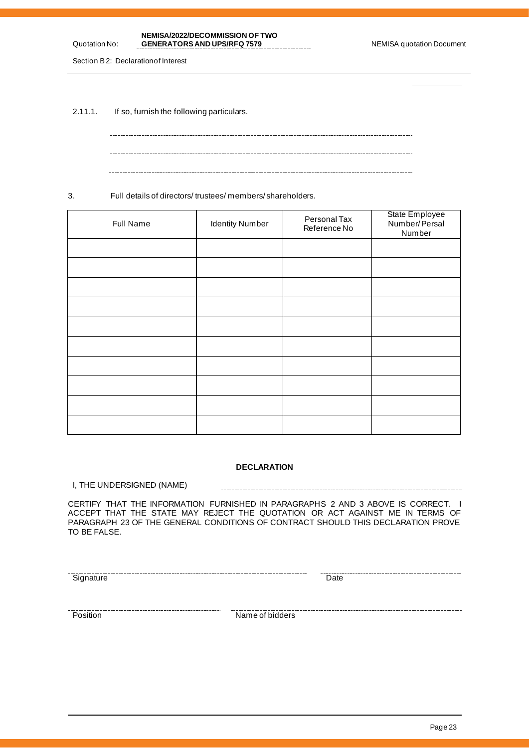2.11.1. If so, furnish the following particulars.

---

---

---

3. Full details of directors/ trustees/ members/ shareholders.

| Full Name | Identity Number | Personal Tax Reference No | State Employee Number/ Persal Number |
|---|---|---|---|
| | | | |
| | | | |
| | | | |
| | | | |
| | | | |
| | | | |
| | | | |
| | | | |
| | | | |
| | | | |

**DECLARATION**

I, THE UNDERSIGNED (NAME) ............................................................

CERTIFY THAT THE INFORMATION FURNISHED IN PARAGRAPHS 2 AND 3 ABOVE IS CORRECT. I ACCEPT THAT THE STATE MAY REJECT THE QUOTATION OR ACT AGAINST ME IN TERMS OF PARAGRAPH 23 OF THE GENERAL CONDITIONS OF CONTRACT SHOULD THIS DECLARATION PROVE TO BE FALSE.

............................................................ Signature

............................................................ Date

............................................................ Position

............................................................ Name of bidders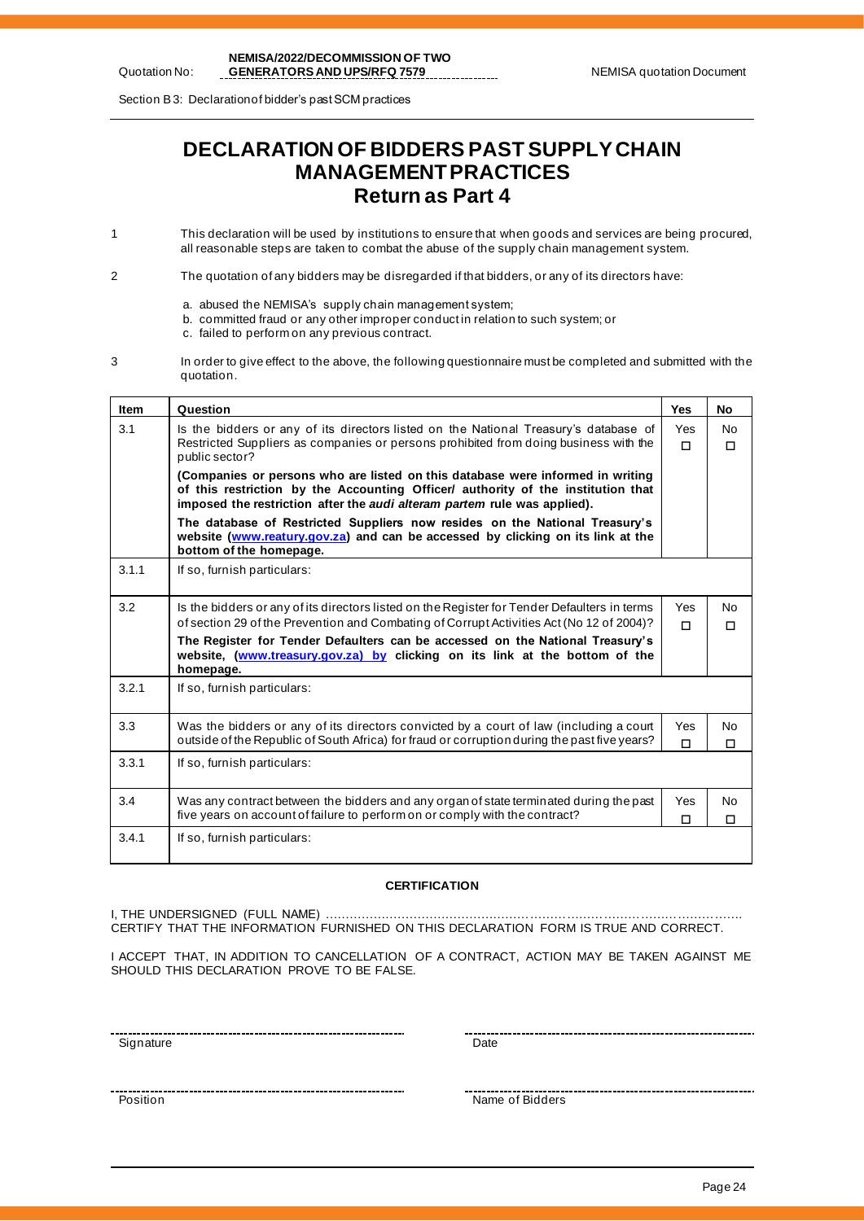Section B3: Declaration of bidder's past SCM practices

# DECLARATION OF BIDDERS PAST SUPPLY CHAIN MANAGEMENT PRACTICES
## Return as Part 4

1 This declaration will be used by institutions to ensure that when goods and services are being procured, all reasonable steps are taken to combat the abuse of the supply chain management system.

2 The quotation of any bidders may be disregarded if that bidders, or any of its directors have:

a. abused the NEMISA's supply chain management system;
b. committed fraud or any other improper conduct in relation to such system; or
c. failed to perform on any previous contract.

3 In order to give effect to the above, the following questionnaire must be completed and submitted with the quotation.

| Item | Question | Yes | No |
|---|---|---|---|
| 3.1 | Is the bidders or any of its directors listed on the National Treasury's database of Restricted Suppliers as companies or persons prohibited from doing business with the public sector?<br>**(Companies or persons who are listed on this database were informed in writing of this restriction by the Accounting Officer/ authority of the institution that imposed the restriction after the *audi alteram partem* rule was applied).**<br>**The database of Restricted Suppliers now resides on the National Treasury's website (www.reatury.gov.za) and can be accessed by clicking on its link at the bottom of the homepage.** | Yes ☐ | No ☐ |
| 3.1.1 | If so, furnish particulars: | | |
| 3.2 | Is the bidders or any of its directors listed on the Register for Tender Defaulters in terms of section 29 of the Prevention and Combating of Corrupt Activities Act (No 12 of 2004)?<br>**The Register for Tender Defaulters can be accessed on the National Treasury's website, (www.treasury.gov.za) by clicking on its link at the bottom of the homepage.** | Yes ☐ | No ☐ |
| 3.2.1 | If so, furnish particulars: | | |
| 3.3 | Was the bidders or any of its directors convicted by a court of law (including a court outside of the Republic of South Africa) for fraud or corruption during the past five years? | Yes ☐ | No ☐ |
| 3.3.1 | If so, furnish particulars: | | |
| 3.4 | Was any contract between the bidders and any organ of state terminated during the past five years on account of failure to perform on or comply with the contract? | Yes ☐ | No ☐ |
| 3.4.1 | If so, furnish particulars: | | |

**CERTIFICATION**

I, THE UNDERSIGNED (FULL NAME) …………………………………………………………………………………… CERTIFY THAT THE INFORMATION FURNISHED ON THIS DECLARATION FORM IS TRUE AND CORRECT.

I ACCEPT THAT, IN ADDITION TO CANCELLATION OF A CONTRACT, ACTION MAY BE TAKEN AGAINST ME SHOULD THIS DECLARATION PROVE TO BE FALSE.

Signature ………………………………… Date …………………………………

Position ………………………………… Name of Bidders …………………………………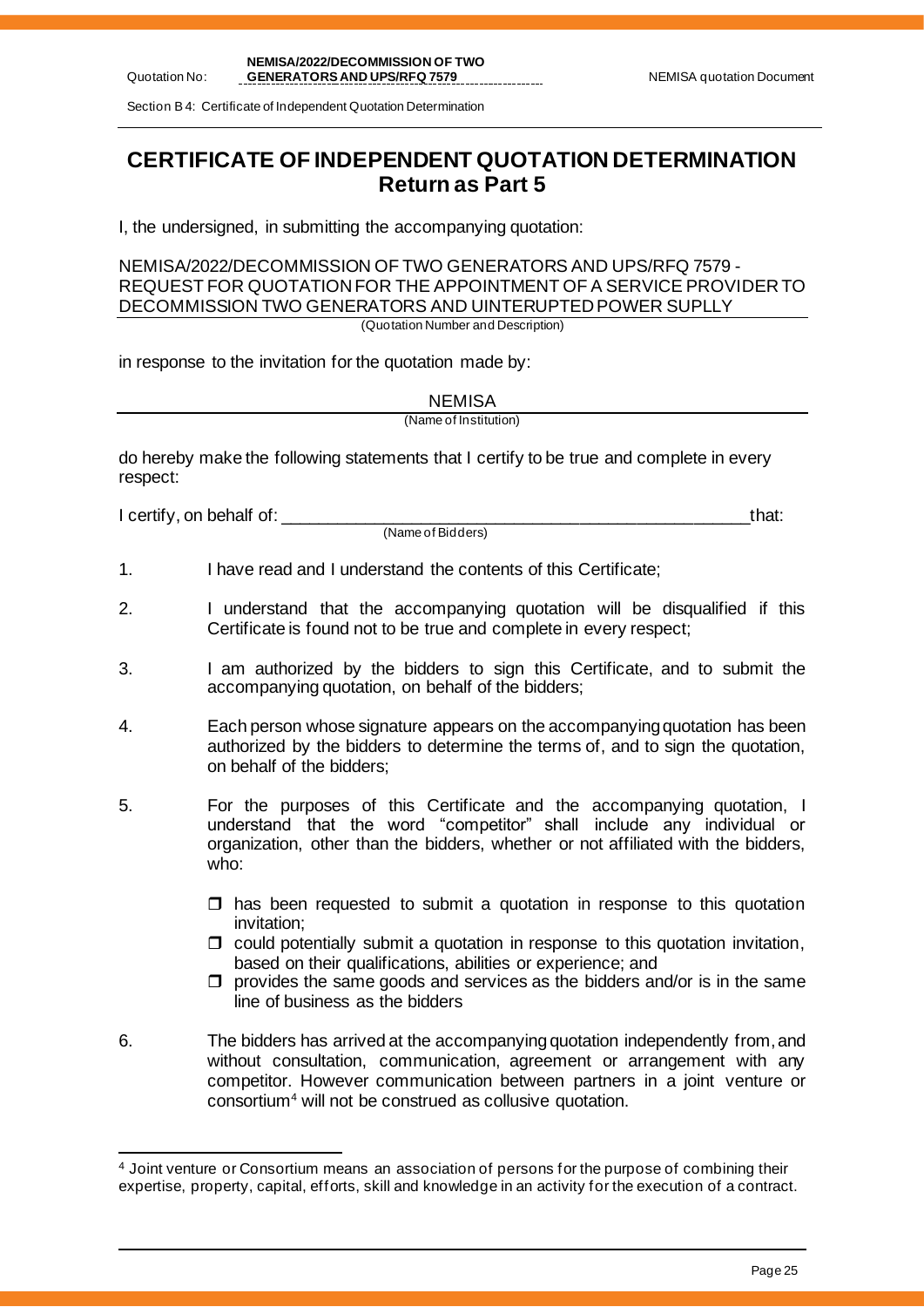# CERTIFICATE OF INDEPENDENT QUOTATION DETERMINATION
## Return as Part 5

I, the undersigned, in submitting the accompanying quotation:

NEMISA/2022/DECOMMISSION OF TWO GENERATORS AND UPS/RFQ 7579 - REQUEST FOR QUOTATION FOR THE APPOINTMENT OF A SERVICE PROVIDER TO DECOMMISSION TWO GENERATORS AND UINTERUPTED POWER SUPLLY

(Quotation Number and Description)

in response to the invitation for the quotation made by:

NEMISA

(Name of Institution)

do hereby make the following statements that I certify to be true and complete in every respect:

I certify, on behalf of: _______________________________________________ that:

(Name of Bidders)

1. I have read and I understand the contents of this Certificate;
2. I understand that the accompanying quotation will be disqualified if this Certificate is found not to be true and complete in every respect;
3. I am authorized by the bidders to sign this Certificate, and to submit the accompanying quotation, on behalf of the bidders;
4. Each person whose signature appears on the accompanying quotation has been authorized by the bidders to determine the terms of, and to sign the quotation, on behalf of the bidders;
5. For the purposes of this Certificate and the accompanying quotation, I understand that the word "competitor" shall include any individual or organization, other than the bidders, whether or not affiliated with the bidders, who:
   - ❒ has been requested to submit a quotation in response to this quotation invitation;
   - ❒ could potentially submit a quotation in response to this quotation invitation, based on their qualifications, abilities or experience; and
   - ❒ provides the same goods and services as the bidders and/or is in the same line of business as the bidders
6. The bidders has arrived at the accompanying quotation independently from, and without consultation, communication, agreement or arrangement with any competitor. However communication between partners in a joint venture or consortium[4] will not be construed as collusive quotation.

---

[4] Joint venture or Consortium means an association of persons for the purpose of combining their expertise, property, capital, efforts, skill and knowledge in an activity for the execution of a contract.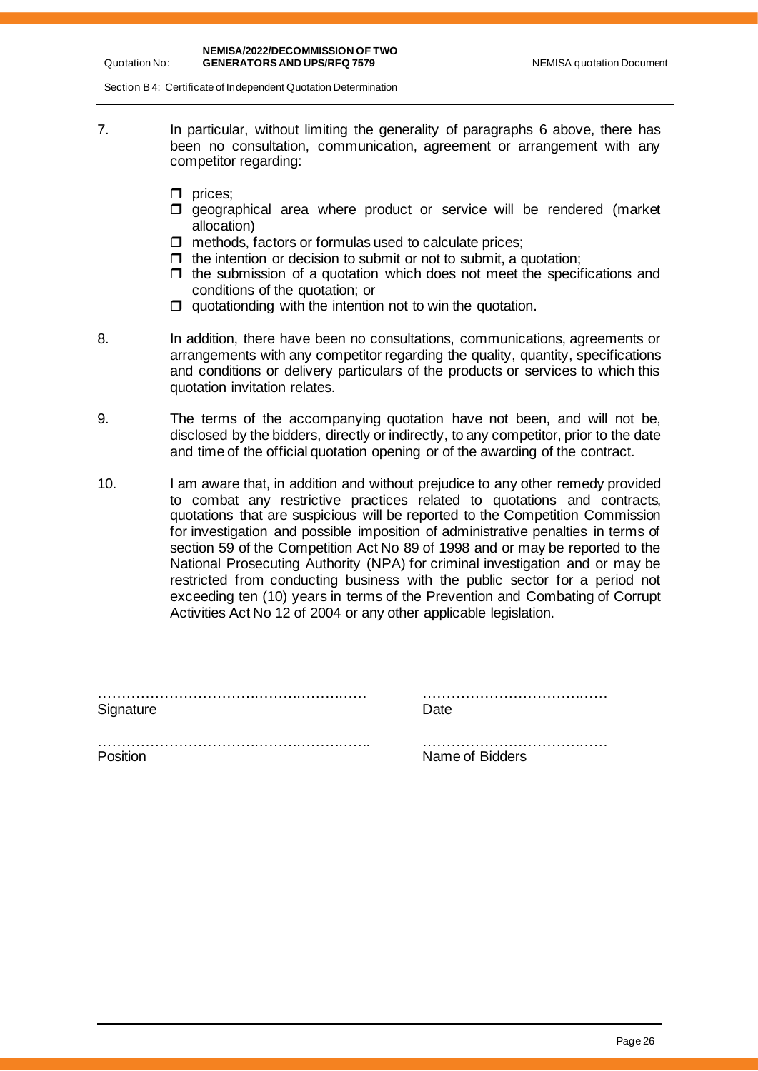7. In particular, without limiting the generality of paragraphs 6 above, there has been no consultation, communication, agreement or arrangement with any competitor regarding:

   - ❒ prices;
   - ❒ geographical area where product or service will be rendered (market allocation)
   - ❒ methods, factors or formulas used to calculate prices;
   - ❒ the intention or decision to submit or not to submit, a quotation;
   - ❒ the submission of a quotation which does not meet the specifications and conditions of the quotation; or
   - ❒ quotationding with the intention not to win the quotation.

8. In addition, there have been no consultations, communications, agreements or arrangements with any competitor regarding the quality, quantity, specifications and conditions or delivery particulars of the products or services to which this quotation invitation relates.

9. The terms of the accompanying quotation have not been, and will not be, disclosed by the bidders, directly or indirectly, to any competitor, prior to the date and time of the official quotation opening or of the awarding of the contract.

10. I am aware that, in addition and without prejudice to any other remedy provided to combat any restrictive practices related to quotations and contracts, quotations that are suspicious will be reported to the Competition Commission for investigation and possible imposition of administrative penalties in terms of section 59 of the Competition Act No 89 of 1998 and or may be reported to the National Prosecuting Authority (NPA) for criminal investigation and or may be restricted from conducting business with the public sector for a period not exceeding ten (10) years in terms of the Prevention and Combating of Corrupt Activities Act No 12 of 2004 or any other applicable legislation.

……………………………………………………… ………………………………………

Signature Date

……………………………………………………… ………………………………………

Position Name of Bidders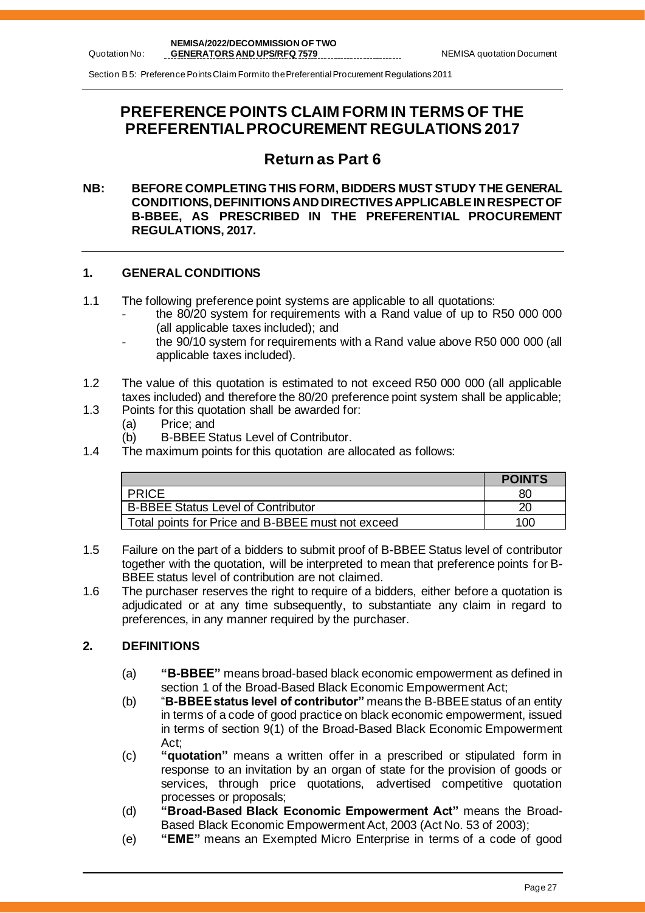# PREFERENCE POINTS CLAIM FORM IN TERMS OF THE PREFERENTIAL PROCUREMENT REGULATIONS 2017

## Return as Part 6

**NB: BEFORE COMPLETING THIS FORM, BIDDERS MUST STUDY THE GENERAL CONDITIONS, DEFINITIONS AND DIRECTIVES APPLICABLE IN RESPECT OF B-BBEE, AS PRESCRIBED IN THE PREFERENTIAL PROCUREMENT REGULATIONS, 2017.**

### 1. GENERAL CONDITIONS

1.1 The following preference point systems are applicable to all quotations:
- the 80/20 system for requirements with a Rand value of up to R50 000 000 (all applicable taxes included); and
- the 90/10 system for requirements with a Rand value above R50 000 000 (all applicable taxes included).

1.2 The value of this quotation is estimated to not exceed R50 000 000 (all applicable taxes included) and therefore the 80/20 preference point system shall be applicable;

1.3 Points for this quotation shall be awarded for:
- (a) Price; and
- (b) B-BBEE Status Level of Contributor.

1.4 The maximum points for this quotation are allocated as follows:

| | **POINTS** |
|---|---|
| PRICE | 80 |
| B-BBEE Status Level of Contributor | 20 |
| Total points for Price and B-BBEE must not exceed | 100 |

1.5 Failure on the part of a bidders to submit proof of B-BBEE Status level of contributor together with the quotation, will be interpreted to mean that preference points for B-BBEE status level of contribution are not claimed.

1.6 The purchaser reserves the right to require of a bidders, either before a quotation is adjudicated or at any time subsequently, to substantiate any claim in regard to preferences, in any manner required by the purchaser.

### 2. DEFINITIONS

- (a) **"B-BBEE"** means broad-based black economic empowerment as defined in section 1 of the Broad-Based Black Economic Empowerment Act;
- (b) "**B-BBEE status level of contributor"** means the B-BBEE status of an entity in terms of a code of good practice on black economic empowerment, issued in terms of section 9(1) of the Broad-Based Black Economic Empowerment Act;
- (c) **"quotation"** means a written offer in a prescribed or stipulated form in response to an invitation by an organ of state for the provision of goods or services, through price quotations, advertised competitive quotation processes or proposals;
- (d) **"Broad-Based Black Economic Empowerment Act"** means the Broad-Based Black Economic Empowerment Act, 2003 (Act No. 53 of 2003);
- (e) **"EME"** means an Exempted Micro Enterprise in terms of a code of good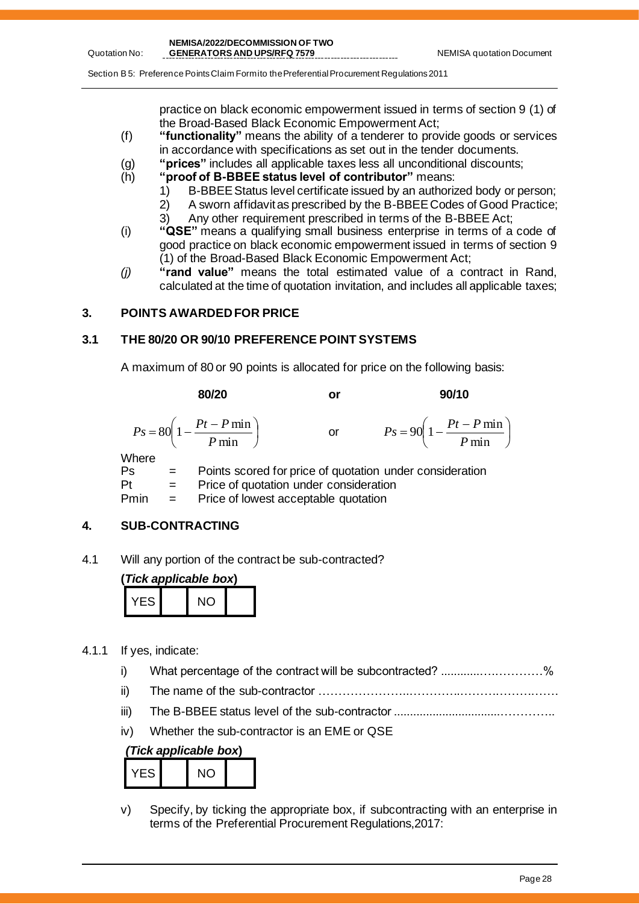practice on black economic empowerment issued in terms of section 9 (1) of the Broad-Based Black Economic Empowerment Act;

(f) **"functionality"** means the ability of a tenderer to provide goods or services in accordance with specifications as set out in the tender documents.

(g) **"prices"** includes all applicable taxes less all unconditional discounts;

(h) **"proof of B-BBEE status level of contributor"** means:

1) B-BBEE Status level certificate issued by an authorized body or person;
2) A sworn affidavit as prescribed by the B-BBEE Codes of Good Practice;
3) Any other requirement prescribed in terms of the B-BBEE Act;

(i) **"QSE"** means a qualifying small business enterprise in terms of a code of good practice on black economic empowerment issued in terms of section 9 (1) of the Broad-Based Black Economic Empowerment Act;

*(j)* **"rand value"** means the total estimated value of a contract in Rand, calculated at the time of quotation invitation, and includes all applicable taxes;

## 3. POINTS AWARDED FOR PRICE

### 3.1 THE 80/20 OR 90/10 PREFERENCE POINT SYSTEMS

A maximum of 80 or 90 points is allocated for price on the following basis:

**80/20** **or** **90/10**

$$Ps = 80\left(1 - \frac{Pt - P\min}{P\min}\right) \quad \text{or} \quad Ps = 90\left(1 - \frac{Pt - P\min}{P\min}\right)$$

Where

Ps = Points scored for price of quotation under consideration

Pt = Price of quotation under consideration

Pmin = Price of lowest acceptable quotation

## 4. SUB-CONTRACTING

4.1 Will any portion of the contract be sub-contracted?

**(*Tick applicable box*)**

| YES | | NO | |
|---|---|---|---|

4.1.1 If yes, indicate:

i) What percentage of the contract will be subcontracted? ............……………%

ii) The name of the sub-contractor …………………..………..……….………….

iii) The B-BBEE status level of the sub-contractor .................................…………..

iv) Whether the sub-contractor is an EME or QSE

**(*Tick applicable box*)**

| YES | | NO | |
|---|---|---|---|

v) Specify, by ticking the appropriate box, if subcontracting with an enterprise in terms of the Preferential Procurement Regulations,2017: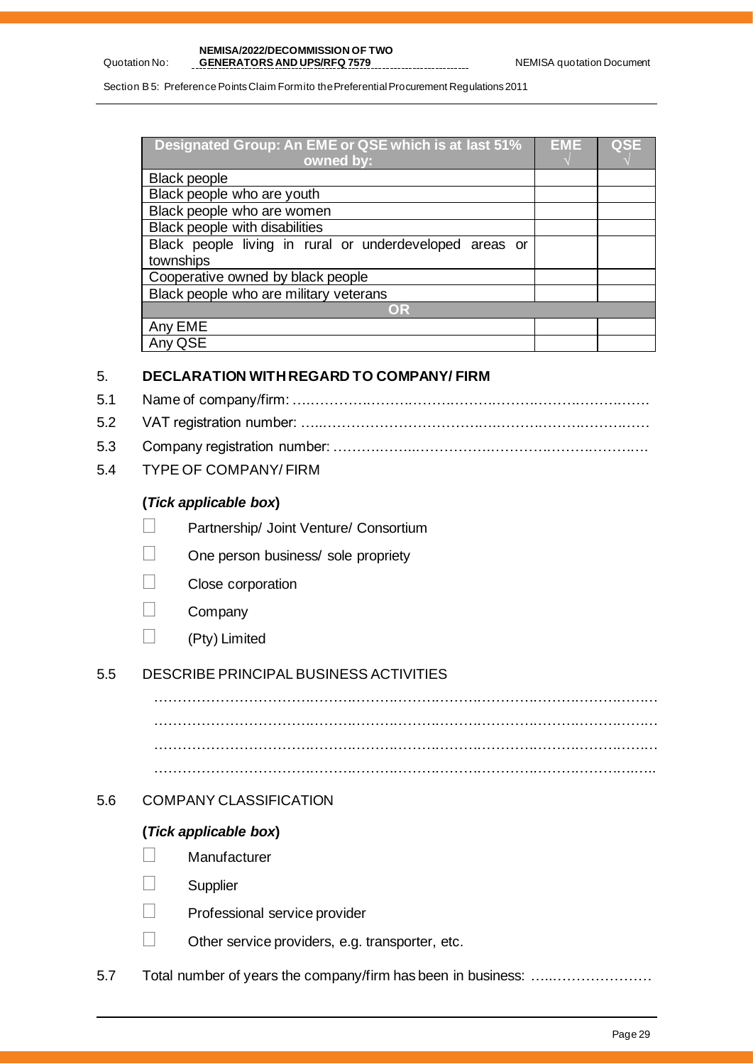| Designated Group: An EME or QSE which is at last 51% owned by: | EME √ | QSE √ |
|---|---|---|
| Black people | | |
| Black people who are youth | | |
| Black people who are women | | |
| Black people with disabilities | | |
| Black people living in rural or underdeveloped areas or townships | | |
| Cooperative owned by black people | | |
| Black people who are military veterans | | |
| **OR** | | |
| Any EME | | |
| Any QSE | | |

## 5. DECLARATION WITH REGARD TO COMPANY/ FIRM

5.1 Name of company/firm: ……………………………………………………………………

5.2 VAT registration number: ……………………………………………………………………

5.3 Company registration number: ……………………………………………………………

5.4 TYPE OF COMPANY/ FIRM

**(*Tick applicable box*)**

☐ Partnership/ Joint Venture/ Consortium

☐ One person business/ sole propriety

☐ Close corporation

☐ Company

☐ (Pty) Limited

5.5 DESCRIBE PRINCIPAL BUSINESS ACTIVITIES

……………………………………………………………………………………………………

……………………………………………………………………………………………………

……………………………………………………………………………………………………

……………………………………………………………………………………………………

5.6 COMPANY CLASSIFICATION

**(*Tick applicable box*)**

☐ Manufacturer

☐ Supplier

☐ Professional service provider

☐ Other service providers, e.g. transporter, etc.

5.7 Total number of years the company/firm has been in business: ……………………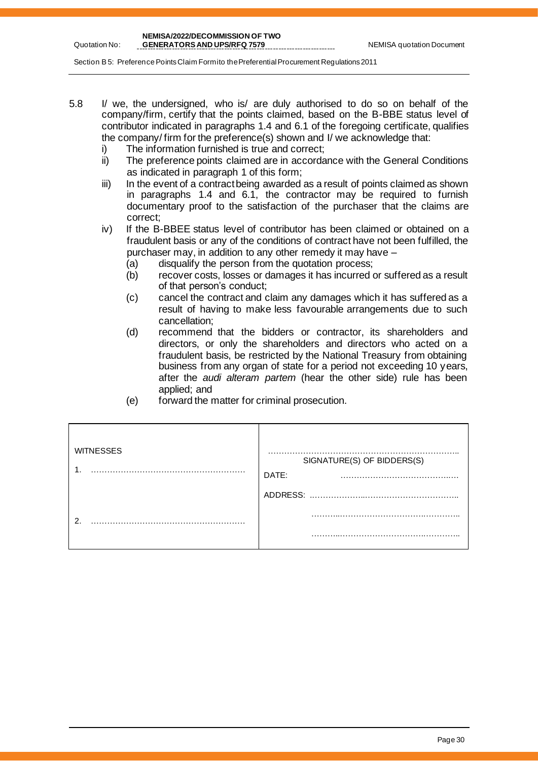5.8 I/ we, the undersigned, who is/ are duly authorised to do so on behalf of the company/firm, certify that the points claimed, based on the B-BBE status level of contributor indicated in paragraphs 1.4 and 6.1 of the foregoing certificate, qualifies the company/ firm for the preference(s) shown and I/ we acknowledge that:

i) The information furnished is true and correct;

ii) The preference points claimed are in accordance with the General Conditions as indicated in paragraph 1 of this form;

iii) In the event of a contract being awarded as a result of points claimed as shown in paragraphs 1.4 and 6.1, the contractor may be required to furnish documentary proof to the satisfaction of the purchaser that the claims are correct;

iv) If the B-BBEE status level of contributor has been claimed or obtained on a fraudulent basis or any of the conditions of contract have not been fulfilled, the purchaser may, in addition to any other remedy it may have –

   (a) disqualify the person from the quotation process;

   (b) recover costs, losses or damages it has incurred or suffered as a result of that person's conduct;

   (c) cancel the contract and claim any damages which it has suffered as a result of having to make less favourable arrangements due to such cancellation;

   (d) recommend that the bidders or contractor, its shareholders and directors, or only the shareholders and directors who acted on a fraudulent basis, be restricted by the National Treasury from obtaining business from any organ of state for a period not exceeding 10 years, after the *audi alteram partem* (hear the other side) rule has been applied; and

   (e) forward the matter for criminal prosecution.

| WITNESSES | ……………………………………………………………<br>SIGNATURE(S) OF BIDDERS(S) |
|---|---|
| 1. ……………………………………………… | DATE: …………………………………… |
| | ADDRESS: ……………………………………………… |
| 2. ……………………………………………… | ……………………………………………… |
| | ……………………………………………… |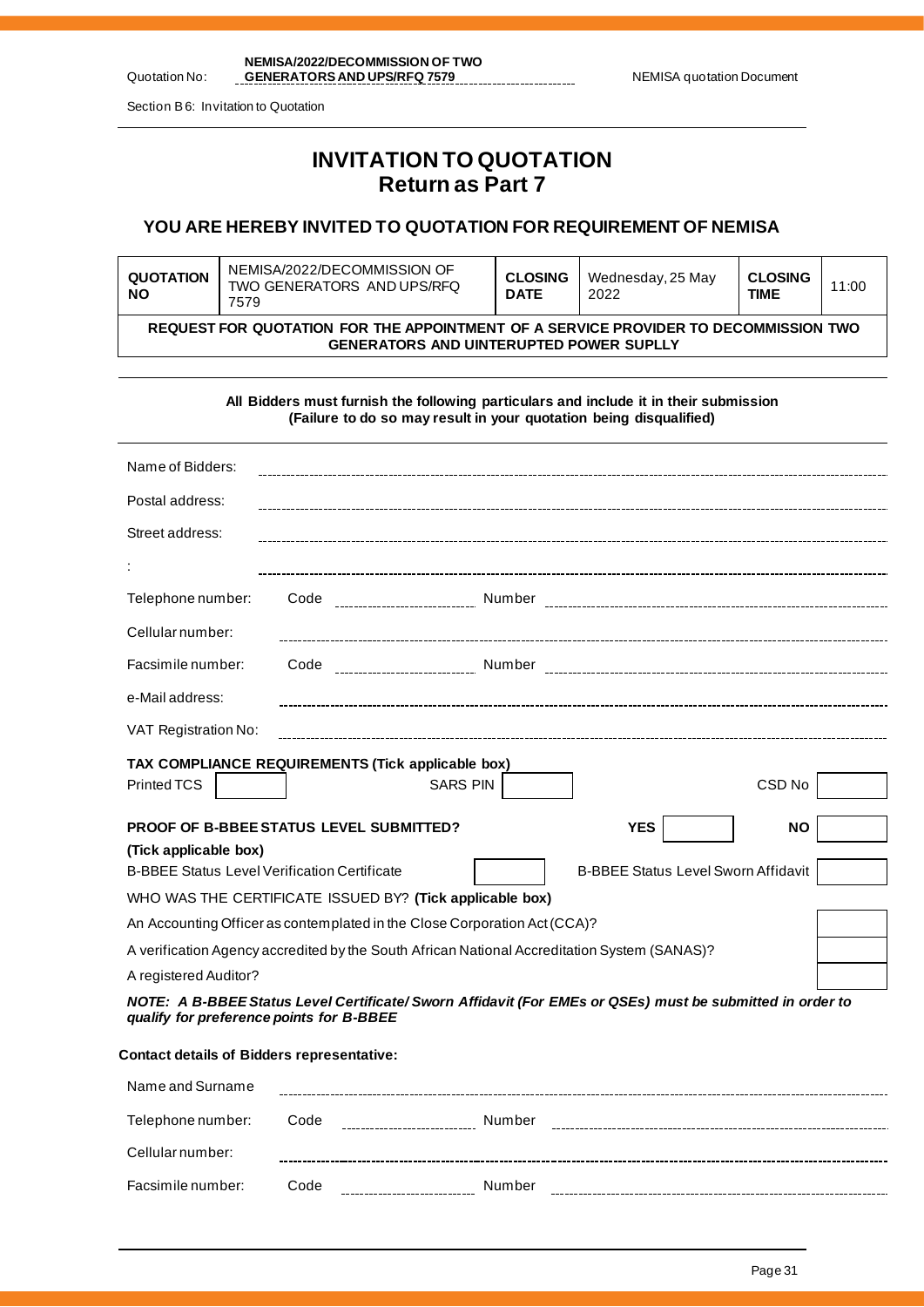# INVITATION TO QUOTATION
## Return as Part 7

### YOU ARE HEREBY INVITED TO QUOTATION FOR REQUIREMENT OF NEMISA

| QUOTATION NO | NEMISA/2022/DECOMMISSION OF TWO GENERATORS AND UPS/RFQ 7579 | CLOSING DATE | Wednesday, 25 May 2022 | CLOSING TIME | 11:00 |
|---|---|---|---|---|---|
| **REQUEST FOR QUOTATION FOR THE APPOINTMENT OF A SERVICE PROVIDER TO DECOMMISSION TWO GENERATORS AND UINTERUPTED POWER SUPLLY** | | | | | |

**All Bidders must furnish the following particulars and include it in their submission (Failure to do so may result in your quotation being disqualified)**

Name of Bidders: ______________________________

Postal address: ______________________________

Street address: ______________________________

: ______________________________

Telephone number: Code __________ Number ______________________________

Cellular number: ______________________________

Facsimile number: Code __________ Number ______________________________

e-Mail address: ______________________________

VAT Registration No: ______________________________

**TAX COMPLIANCE REQUIREMENTS (Tick applicable box)**

| Printed TCS | | SARS PIN | | CSD No | |
|---|---|---|---|---|---|

| **PROOF OF B-BBEE STATUS LEVEL SUBMITTED?** | **YES** | | **NO** | |
|---|---|---|---|---|

**(Tick applicable box)**

| B-BBEE Status Level Verification Certificate | | B-BBEE Status Level Sworn Affidavit | |
|---|---|---|---|

WHO WAS THE CERTIFICATE ISSUED BY? **(Tick applicable box)**

| | |
|---|---|
| An Accounting Officer as contemplated in the Close Corporation Act (CCA)? | |
| A verification Agency accredited by the South African National Accreditation System (SANAS)? | |
| A registered Auditor? | |

***NOTE: A B-BBEE Status Level Certificate/ Sworn Affidavit (For EMEs or QSEs) must be submitted in order to qualify for preference points for B-BBEE***

**Contact details of Bidders representative:**

Name and Surname ______________________________

Telephone number: Code __________ Number ______________________________

Cellular number: ______________________________

Facsimile number: Code __________ Number ______________________________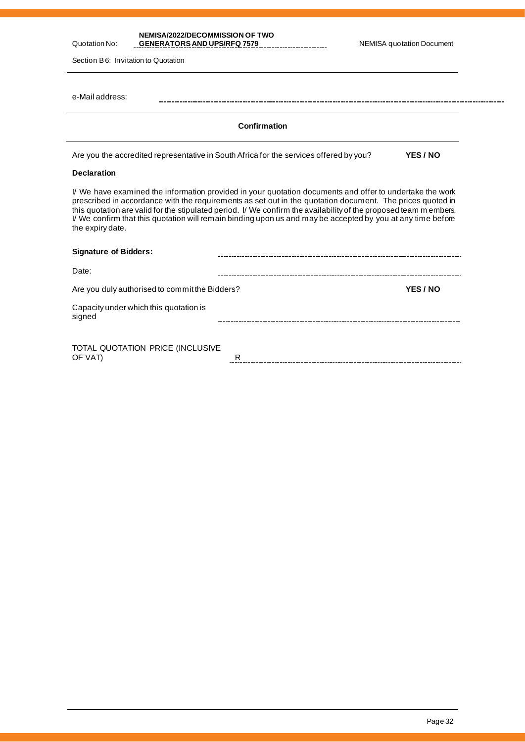Quotation No: **NEMISA/2022/DECOMMISSION OF TWO GENERATORS AND UPS/RFQ 7579**

NEMISA quotation Document

Section B6: Invitation to Quotation

e-Mail address: ..............................................................................

**Confirmation**

Are you the accredited representative in South Africa for the services offered by you? **YES / NO**

**Declaration**

I/ We have examined the information provided in your quotation documents and offer to undertake the work prescribed in accordance with the requirements as set out in the quotation document. The prices quoted in this quotation are valid for the stipulated period. I/ We confirm the availability of the proposed team m embers. I/ We confirm that this quotation will remain binding upon us and may be accepted by you at any time before the expiry date.

**Signature of Bidders:** ..............................................................................

Date: ..............................................................................

Are you duly authorised to commit the Bidders? **YES / NO**

Capacity under which this quotation is signed ..............................................................................

TOTAL QUOTATION PRICE (INCLUSIVE OF VAT) R ..............................................................................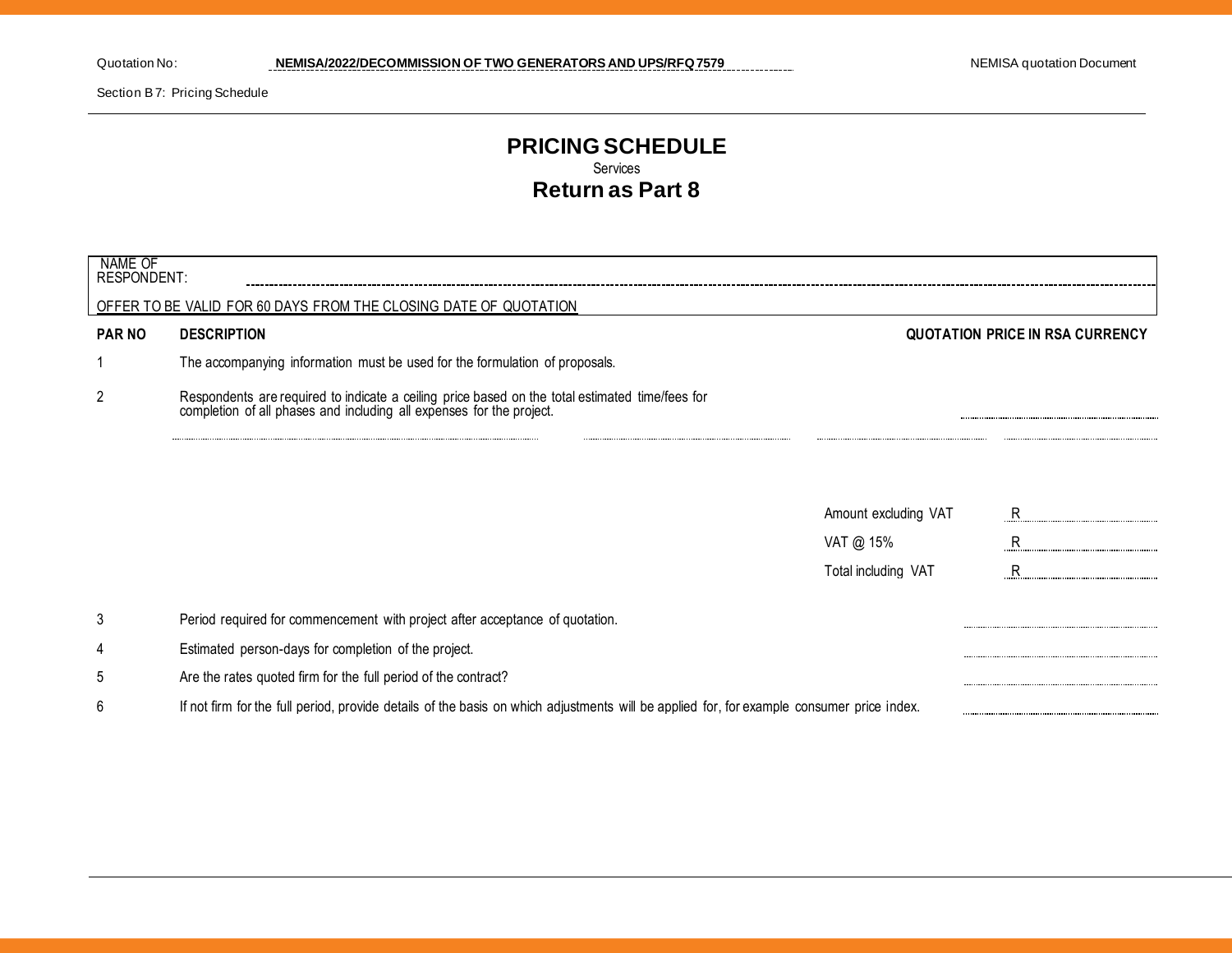Quotation No: **NEMISA/2022/DECOMMISSION OF TWO GENERATORS AND UPS/RFQ 7579** NEMISA quotation Document

Section B7: Pricing Schedule

# PRICING SCHEDULE

Services

## Return as Part 8

NAME OF RESPONDENT: ------------------------------------------------------------

OFFER TO BE VALID FOR 60 DAYS FROM THE CLOSING DATE OF QUOTATION

| PAR NO | DESCRIPTION | QUOTATION PRICE IN RSA CURRENCY |
|---|---|---|
| 1 | The accompanying information must be used for the formulation of proposals. | |
| 2 | Respondents are required to indicate a ceiling price based on the total estimated time/fees for completion of all phases and including all expenses for the project. | ................ |
| | Amount excluding VAT | R ................ |
| | VAT @ 15% | R ................ |
| | Total including VAT | R ................ |
| 3 | Period required for commencement with project after acceptance of quotation. | ................ |
| 4 | Estimated person-days for completion of the project. | ................ |
| 5 | Are the rates quoted firm for the full period of the contract? | ................ |
| 6 | If not firm for the full period, provide details of the basis on which adjustments will be applied for, for example consumer price index. | ................ |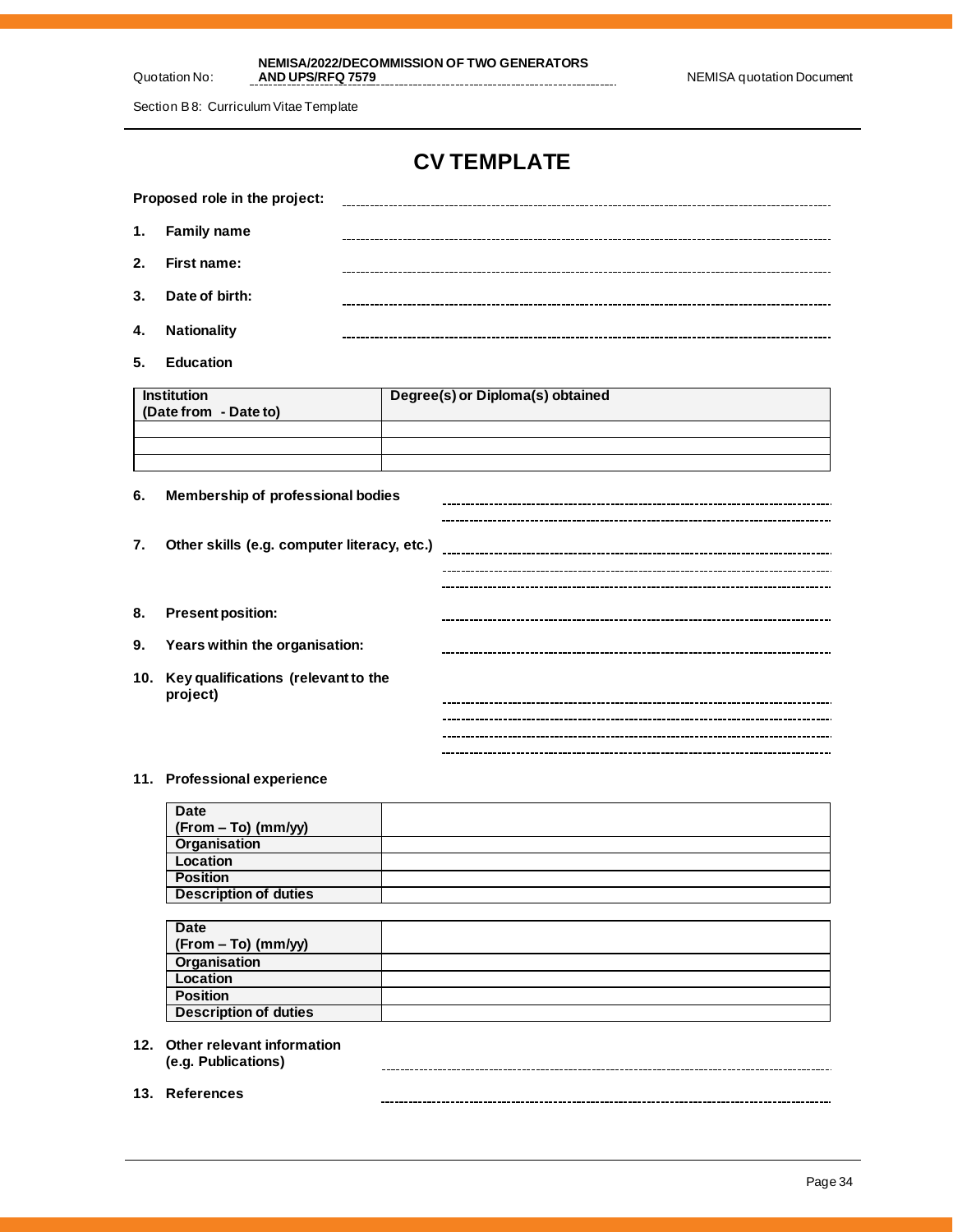Section B 8: Curriculum Vitae Template

# CV TEMPLATE

**Proposed role in the project:** ..................................................

1. **Family name** ..................................................
2. **First name:** ..................................................
3. **Date of birth:** ..................................................
4. **Nationality** ..................................................
5. **Education**

| Institution (Date from - Date to) | Degree(s) or Diploma(s) obtained |
|---|---|
| | |
| | |
| | |

6. **Membership of professional bodies** ..................................................
7. **Other skills (e.g. computer literacy, etc.)** ..................................................
8. **Present position:** ..................................................
9. **Years within the organisation:** ..................................................
10. **Key qualifications (relevant to the project)** ..................................................
11. **Professional experience**

| | |
|---|---|
| **Date (From – To) (mm/yy)** | |
| **Organisation** | |
| **Location** | |
| **Position** | |
| **Description of duties** | |

| | |
|---|---|
| **Date (From – To) (mm/yy)** | |
| **Organisation** | |
| **Location** | |
| **Position** | |
| **Description of duties** | |

12. **Other relevant information (e.g. Publications)** ..................................................
13. **References** ..................................................